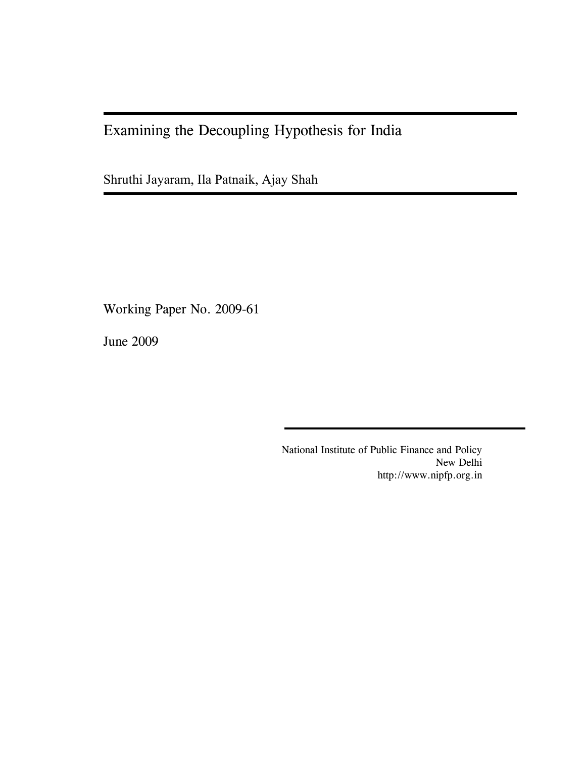# Examining the Decoupling Hypothesis for India

Shruthi Jayaram, Ila Patnaik, Ajay Shah

Working Paper No. 2009-61

June 2009

National Institute of Public Finance and Policy
New Delhi
http://www.nipfp.org.in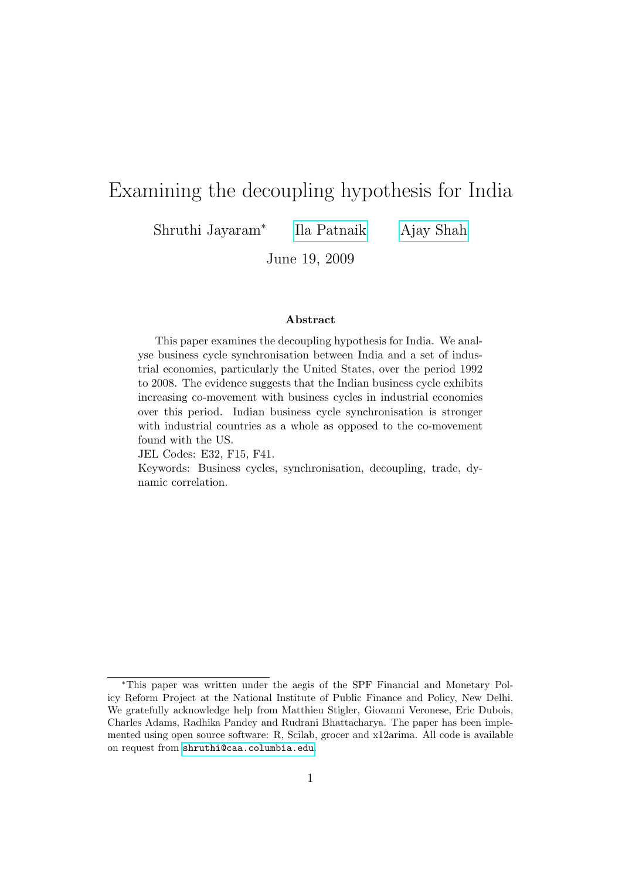# Examining the decoupling hypothesis for India

Shruthi Jayaram[*] Ila Patnaik Ajay Shah

June 19, 2009

### Abstract

This paper examines the decoupling hypothesis for India. We analyse business cycle synchronisation between India and a set of industrial economies, particularly the United States, over the period 1992 to 2008. The evidence suggests that the Indian business cycle exhibits increasing co-movement with business cycles in industrial economies over this period. Indian business cycle synchronisation is stronger with industrial countries as a whole as opposed to the co-movement found with the US.

JEL Codes: E32, F15, F41.

Keywords: Business cycles, synchronisation, decoupling, trade, dynamic correlation.

---

[*] This paper was written under the aegis of the SPF Financial and Monetary Policy Reform Project at the National Institute of Public Finance and Policy, New Delhi. We gratefully acknowledge help from Matthieu Stigler, Giovanni Veronese, Eric Dubois, Charles Adams, Radhika Pandey and Rudrani Bhattacharya. The paper has been implemented using open source software: R, Scilab, grocer and x12arima. All code is available on request from shruthi@caa.columbia.edu.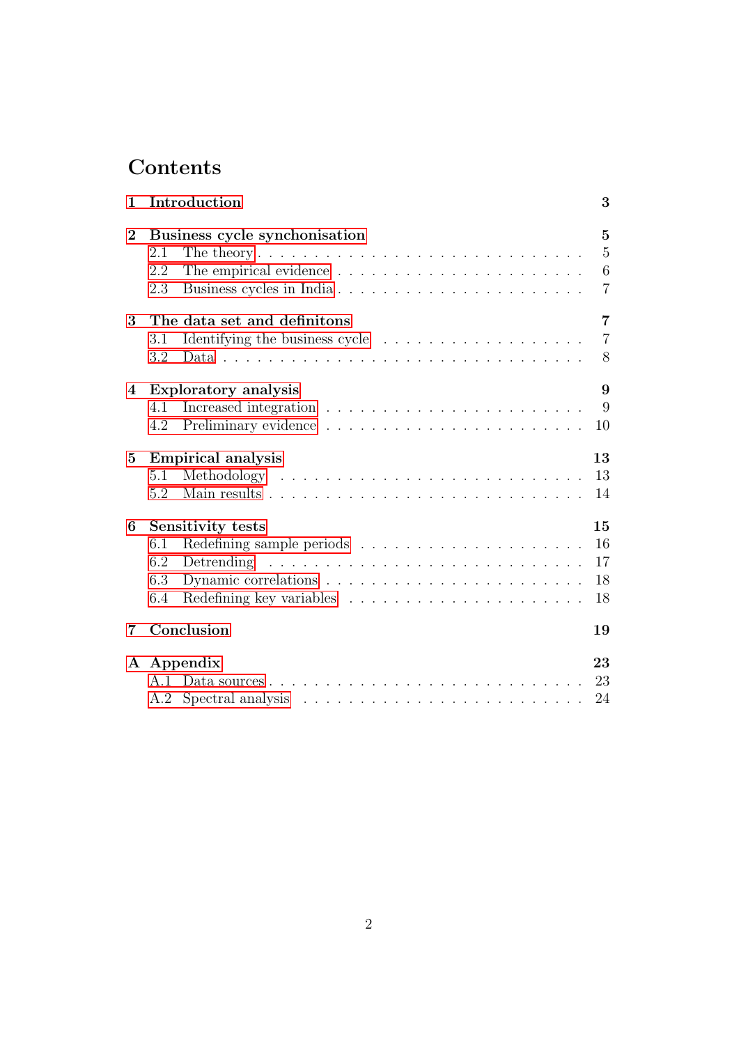# Contents

**1 Introduction** **3**

**2 Business cycle synchonisation** **5**
- 2.1 The theory . . . 5
- 2.2 The empirical evidence . . . 6
- 2.3 Business cycles in India . . . 7

**3 The data set and definitons** **7**
- 3.1 Identifying the business cycle . . . 7
- 3.2 Data . . . 8

**4 Exploratory analysis** **9**
- 4.1 Increased integration . . . 9
- 4.2 Preliminary evidence . . . 10

**5 Empirical analysis** **13**
- 5.1 Methodology . . . 13
- 5.2 Main results . . . 14

**6 Sensitivity tests** **15**
- 6.1 Redefining sample periods . . . 16
- 6.2 Detrending . . . 17
- 6.3 Dynamic correlations . . . 18
- 6.4 Redefining key variables . . . 18

**7 Conclusion** **19**

**A Appendix** **23**
- A.1 Data sources . . . 23
- A.2 Spectral analysis . . . 24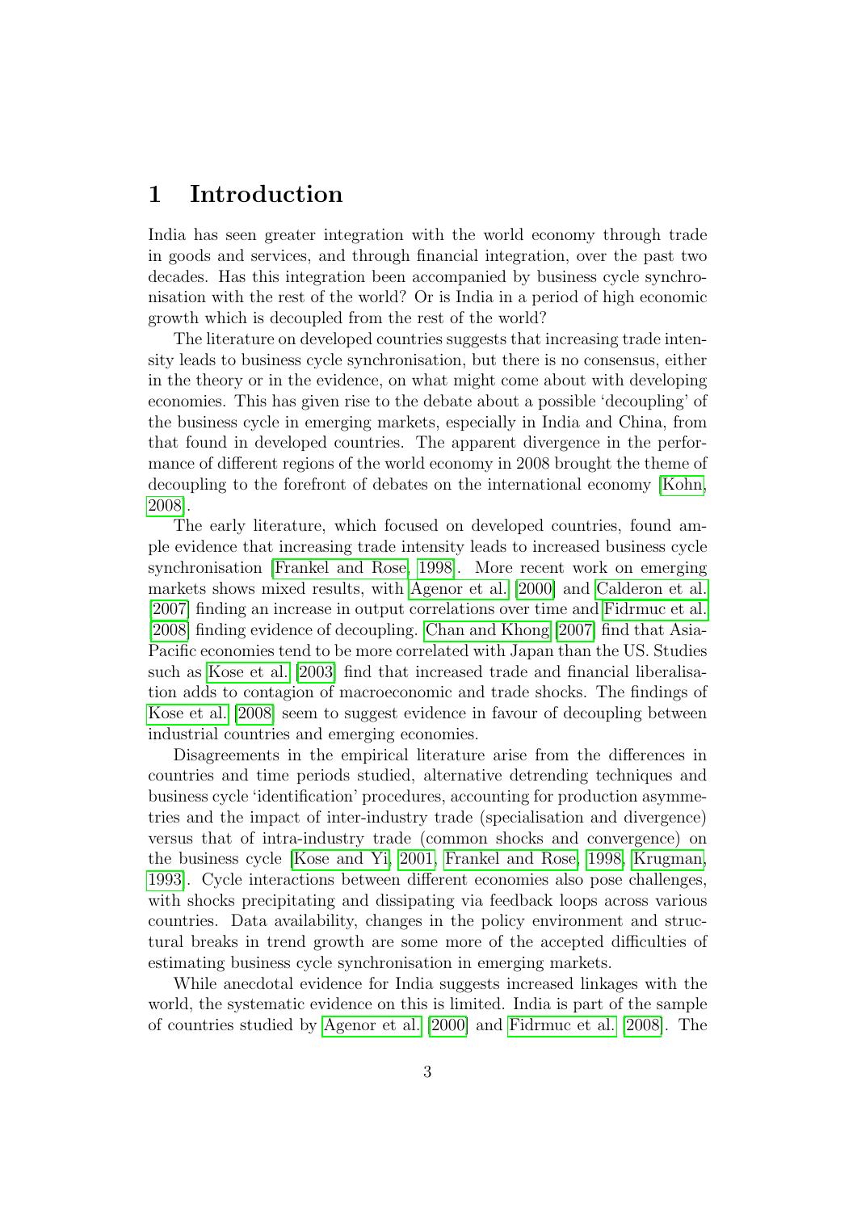# 1 Introduction

India has seen greater integration with the world economy through trade in goods and services, and through financial integration, over the past two decades. Has this integration been accompanied by business cycle synchronisation with the rest of the world? Or is India in a period of high economic growth which is decoupled from the rest of the world?

The literature on developed countries suggests that increasing trade intensity leads to business cycle synchronisation, but there is no consensus, either in the theory or in the evidence, on what might come about with developing economies. This has given rise to the debate about a possible 'decoupling' of the business cycle in emerging markets, especially in India and China, from that found in developed countries. The apparent divergence in the performance of different regions of the world economy in 2008 brought the theme of decoupling to the forefront of debates on the international economy [Kohn, 2008].

The early literature, which focused on developed countries, found ample evidence that increasing trade intensity leads to increased business cycle synchronisation [Frankel and Rose, 1998]. More recent work on emerging markets shows mixed results, with Agenor et al. [2000] and Calderon et al. [2007] finding an increase in output correlations over time and Fidrmuc et al. [2008] finding evidence of decoupling. Chan and Khong [2007] find that Asia-Pacific economies tend to be more correlated with Japan than the US. Studies such as Kose et al. [2003] find that increased trade and financial liberalisation adds to contagion of macroeconomic and trade shocks. The findings of Kose et al. [2008] seem to suggest evidence in favour of decoupling between industrial countries and emerging economies.

Disagreements in the empirical literature arise from the differences in countries and time periods studied, alternative detrending techniques and business cycle 'identification' procedures, accounting for production asymmetries and the impact of inter-industry trade (specialisation and divergence) versus that of intra-industry trade (common shocks and convergence) on the business cycle [Kose and Yi, 2001, Frankel and Rose, 1998, Krugman, 1993]. Cycle interactions between different economies also pose challenges, with shocks precipitating and dissipating via feedback loops across various countries. Data availability, changes in the policy environment and structural breaks in trend growth are some more of the accepted difficulties of estimating business cycle synchronisation in emerging markets.

While anecdotal evidence for India suggests increased linkages with the world, the systematic evidence on this is limited. India is part of the sample of countries studied by Agenor et al. [2000] and Fidrmuc et al. [2008]. The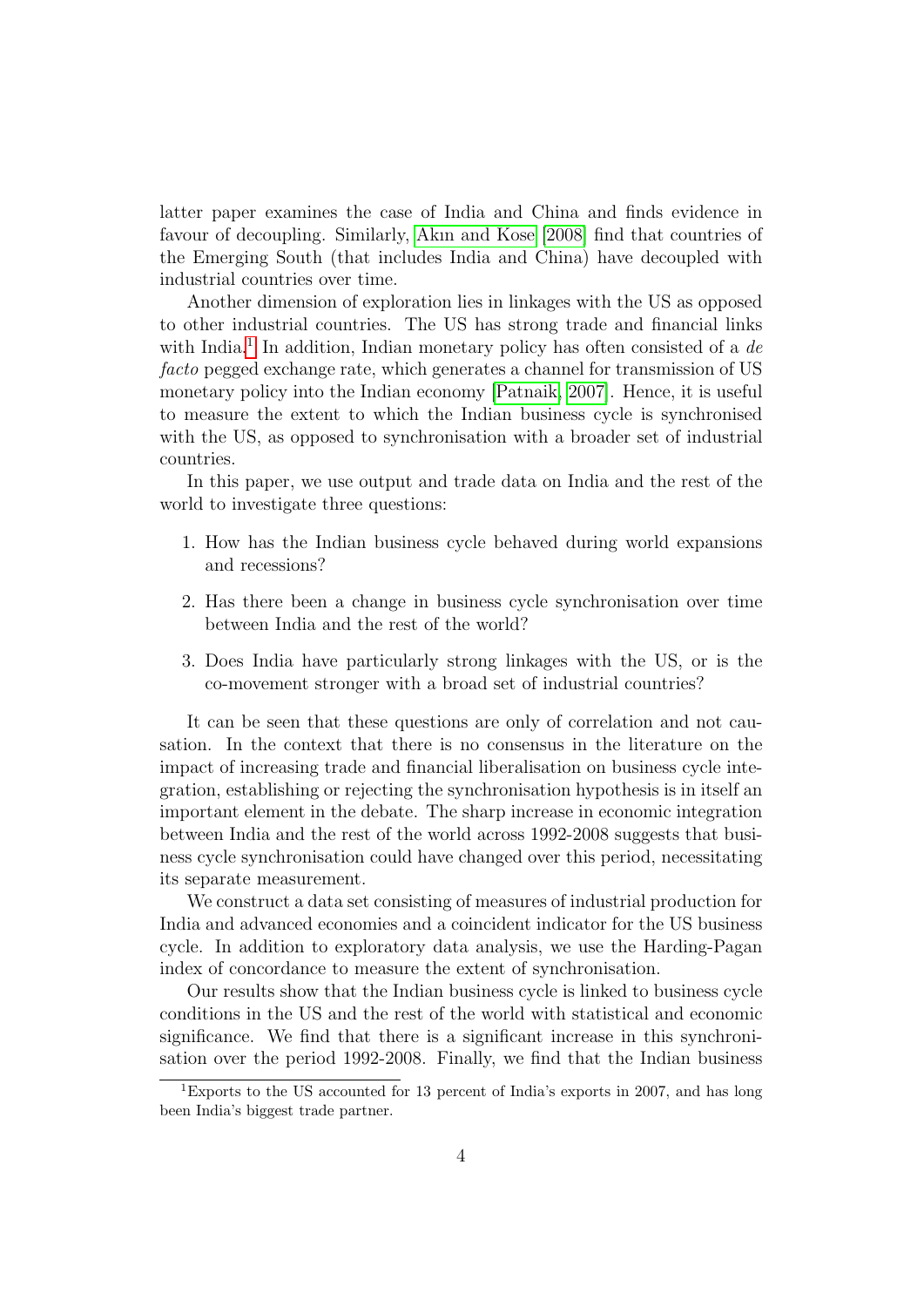latter paper examines the case of India and China and finds evidence in favour of decoupling. Similarly, Akın and Kose [2008] find that countries of the Emerging South (that includes India and China) have decoupled with industrial countries over time.

Another dimension of exploration lies in linkages with the US as opposed to other industrial countries. The US has strong trade and financial links with India.[1] In addition, Indian monetary policy has often consisted of a *de facto* pegged exchange rate, which generates a channel for transmission of US monetary policy into the Indian economy [Patnaik, 2007]. Hence, it is useful to measure the extent to which the Indian business cycle is synchronised with the US, as opposed to synchronisation with a broader set of industrial countries.

In this paper, we use output and trade data on India and the rest of the world to investigate three questions:

1. How has the Indian business cycle behaved during world expansions and recessions?
2. Has there been a change in business cycle synchronisation over time between India and the rest of the world?
3. Does India have particularly strong linkages with the US, or is the co-movement stronger with a broad set of industrial countries?

It can be seen that these questions are only of correlation and not causation. In the context that there is no consensus in the literature on the impact of increasing trade and financial liberalisation on business cycle integration, establishing or rejecting the synchronisation hypothesis is in itself an important element in the debate. The sharp increase in economic integration between India and the rest of the world across 1992-2008 suggests that business cycle synchronisation could have changed over this period, necessitating its separate measurement.

We construct a data set consisting of measures of industrial production for India and advanced economies and a coincident indicator for the US business cycle. In addition to exploratory data analysis, we use the Harding-Pagan index of concordance to measure the extent of synchronisation.

Our results show that the Indian business cycle is linked to business cycle conditions in the US and the rest of the world with statistical and economic significance. We find that there is a significant increase in this synchronisation over the period 1992-2008. Finally, we find that the Indian business

[1] Exports to the US accounted for 13 percent of India's exports in 2007, and has long been India's biggest trade partner.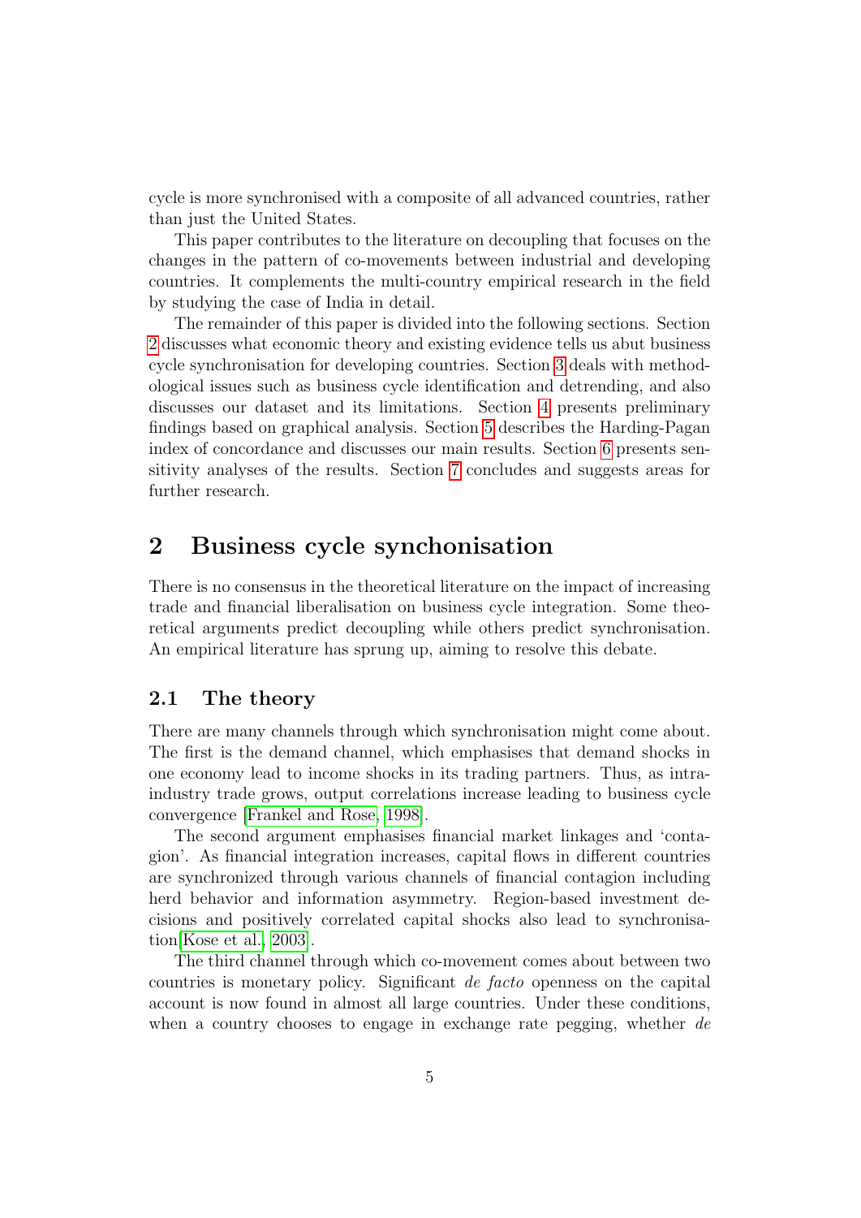cycle is more synchronised with a composite of all advanced countries, rather than just the United States.

This paper contributes to the literature on decoupling that focuses on the changes in the pattern of co-movements between industrial and developing countries. It complements the multi-country empirical research in the field by studying the case of India in detail.

The remainder of this paper is divided into the following sections. Section 2 discusses what economic theory and existing evidence tells us abut business cycle synchronisation for developing countries. Section 3 deals with methodological issues such as business cycle identification and detrending, and also discusses our dataset and its limitations. Section 4 presents preliminary findings based on graphical analysis. Section 5 describes the Harding-Pagan index of concordance and discusses our main results. Section 6 presents sensitivity analyses of the results. Section 7 concludes and suggests areas for further research.

## 2 Business cycle synchonisation

There is no consensus in the theoretical literature on the impact of increasing trade and financial liberalisation on business cycle integration. Some theoretical arguments predict decoupling while others predict synchronisation. An empirical literature has sprung up, aiming to resolve this debate.

### 2.1 The theory

There are many channels through which synchronisation might come about. The first is the demand channel, which emphasises that demand shocks in one economy lead to income shocks in its trading partners. Thus, as intra-industry trade grows, output correlations increase leading to business cycle convergence [Frankel and Rose, 1998].

The second argument emphasises financial market linkages and 'contagion'. As financial integration increases, capital flows in different countries are synchronized through various channels of financial contagion including herd behavior and information asymmetry. Region-based investment decisions and positively correlated capital shocks also lead to synchronisation[Kose et al., 2003].

The third channel through which co-movement comes about between two countries is monetary policy. Significant *de facto* openness on the capital account is now found in almost all large countries. Under these conditions, when a country chooses to engage in exchange rate pegging, whether *de*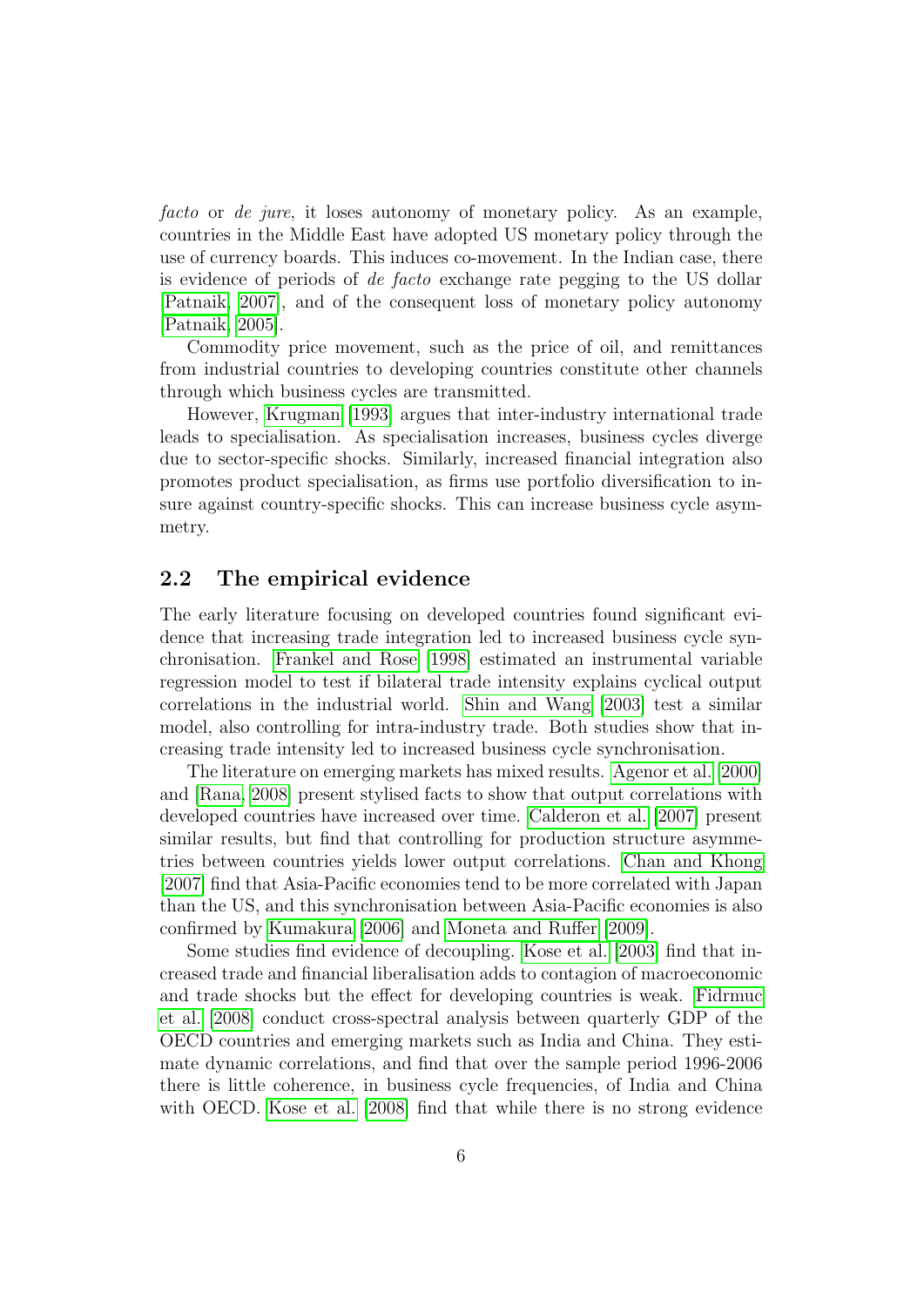*facto* or *de jure*, it loses autonomy of monetary policy. As an example, countries in the Middle East have adopted US monetary policy through the use of currency boards. This induces co-movement. In the Indian case, there is evidence of periods of *de facto* exchange rate pegging to the US dollar [Patnaik, 2007], and of the consequent loss of monetary policy autonomy [Patnaik, 2005].

Commodity price movement, such as the price of oil, and remittances from industrial countries to developing countries constitute other channels through which business cycles are transmitted.

However, Krugman [1993] argues that inter-industry international trade leads to specialisation. As specialisation increases, business cycles diverge due to sector-specific shocks. Similarly, increased financial integration also promotes product specialisation, as firms use portfolio diversification to insure against country-specific shocks. This can increase business cycle asymmetry.

## 2.2 The empirical evidence

The early literature focusing on developed countries found significant evidence that increasing trade integration led to increased business cycle synchronisation. Frankel and Rose [1998] estimated an instrumental variable regression model to test if bilateral trade intensity explains cyclical output correlations in the industrial world. Shin and Wang [2003] test a similar model, also controlling for intra-industry trade. Both studies show that increasing trade intensity led to increased business cycle synchronisation.

The literature on emerging markets has mixed results. Agenor et al. [2000] and [Rana, 2008] present stylised facts to show that output correlations with developed countries have increased over time. Calderon et al. [2007] present similar results, but find that controlling for production structure asymmetries between countries yields lower output correlations. Chan and Khong [2007] find that Asia-Pacific economies tend to be more correlated with Japan than the US, and this synchronisation between Asia-Pacific economies is also confirmed by Kumakura [2006] and Moneta and Ruffer [2009].

Some studies find evidence of decoupling. Kose et al. [2003] find that increased trade and financial liberalisation adds to contagion of macroeconomic and trade shocks but the effect for developing countries is weak. Fidrmuc et al. [2008] conduct cross-spectral analysis between quarterly GDP of the OECD countries and emerging markets such as India and China. They estimate dynamic correlations, and find that over the sample period 1996-2006 there is little coherence, in business cycle frequencies, of India and China with OECD. Kose et al. [2008] find that while there is no strong evidence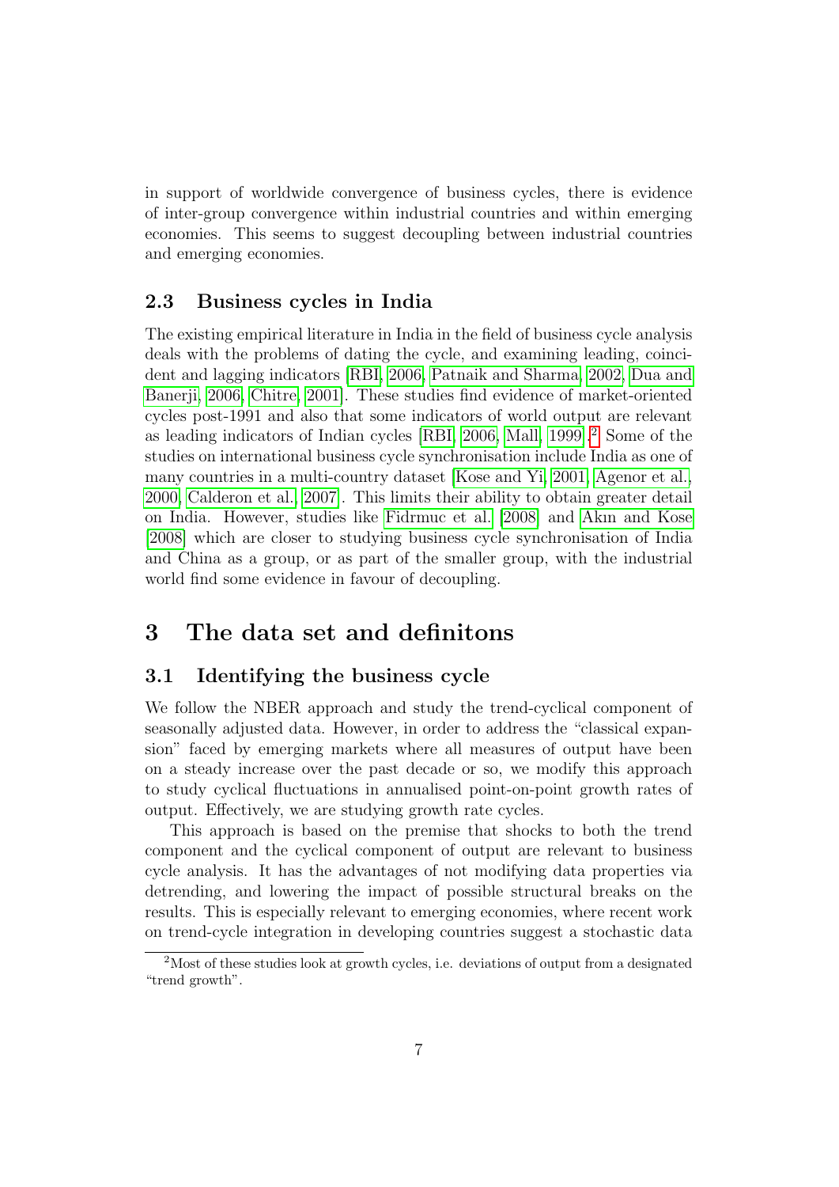in support of worldwide convergence of business cycles, there is evidence of inter-group convergence within industrial countries and within emerging economies. This seems to suggest decoupling between industrial countries and emerging economies.

### 2.3 Business cycles in India

The existing empirical literature in India in the field of business cycle analysis deals with the problems of dating the cycle, and examining leading, coincident and lagging indicators [RBI, 2006, Patnaik and Sharma, 2002, Dua and Banerji, 2006, Chitre, 2001]. These studies find evidence of market-oriented cycles post-1991 and also that some indicators of world output are relevant as leading indicators of Indian cycles [RBI, 2006, Mall, 1999].[2] Some of the studies on international business cycle synchronisation include India as one of many countries in a multi-country dataset [Kose and Yi, 2001, Agenor et al., 2000, Calderon et al., 2007]. This limits their ability to obtain greater detail on India. However, studies like Fidrmuc et al. [2008] and Akın and Kose [2008] which are closer to studying business cycle synchronisation of India and China as a group, or as part of the smaller group, with the industrial world find some evidence in favour of decoupling.

## 3 The data set and definitons

### 3.1 Identifying the business cycle

We follow the NBER approach and study the trend-cyclical component of seasonally adjusted data. However, in order to address the "classical expansion" faced by emerging markets where all measures of output have been on a steady increase over the past decade or so, we modify this approach to study cyclical fluctuations in annualised point-on-point growth rates of output. Effectively, we are studying growth rate cycles.

This approach is based on the premise that shocks to both the trend component and the cyclical component of output are relevant to business cycle analysis. It has the advantages of not modifying data properties via detrending, and lowering the impact of possible structural breaks on the results. This is especially relevant to emerging economies, where recent work on trend-cycle integration in developing countries suggest a stochastic data

[2] Most of these studies look at growth cycles, i.e. deviations of output from a designated "trend growth".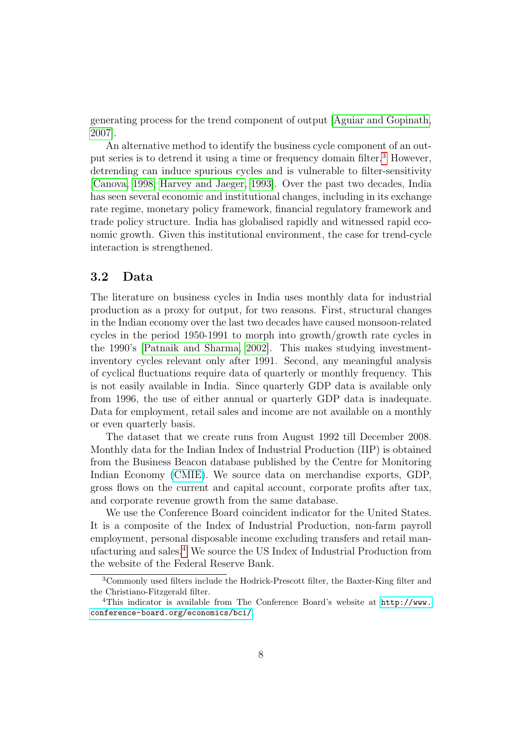generating process for the trend component of output [Aguiar and Gopinath, 2007].

An alternative method to identify the business cycle component of an output series is to detrend it using a time or frequency domain filter.[3] However, detrending can induce spurious cycles and is vulnerable to filter-sensitivity [Canova, 1998, Harvey and Jaeger, 1993]. Over the past two decades, India has seen several economic and institutional changes, including in its exchange rate regime, monetary policy framework, financial regulatory framework and trade policy structure. India has globalised rapidly and witnessed rapid economic growth. Given this institutional environment, the case for trend-cycle interaction is strengthened.

## 3.2 Data

The literature on business cycles in India uses monthly data for industrial production as a proxy for output, for two reasons. First, structural changes in the Indian economy over the last two decades have caused monsoon-related cycles in the period 1950-1991 to morph into growth/growth rate cycles in the 1990's [Patnaik and Sharma, 2002]. This makes studying investment-inventory cycles relevant only after 1991. Second, any meaningful analysis of cyclical fluctuations require data of quarterly or monthly frequency. This is not easily available in India. Since quarterly GDP data is available only from 1996, the use of either annual or quarterly GDP data is inadequate. Data for employment, retail sales and income are not available on a monthly or even quarterly basis.

The dataset that we create runs from August 1992 till December 2008. Monthly data for the Indian Index of Industrial Production (IIP) is obtained from the Business Beacon database published by the Centre for Monitoring Indian Economy (CMIE). We source data on merchandise exports, GDP, gross flows on the current and capital account, corporate profits after tax, and corporate revenue growth from the same database.

We use the Conference Board coincident indicator for the United States. It is a composite of the Index of Industrial Production, non-farm payroll employment, personal disposable income excluding transfers and retail manufacturing and sales.[4] We source the US Index of Industrial Production from the website of the Federal Reserve Bank.

[3] Commonly used filters include the Hodrick-Prescott filter, the Baxter-King filter and the Christiano-Fitzgerald filter.

[4] This indicator is available from The Conference Board's website at http://www.conference-board.org/economics/bci/.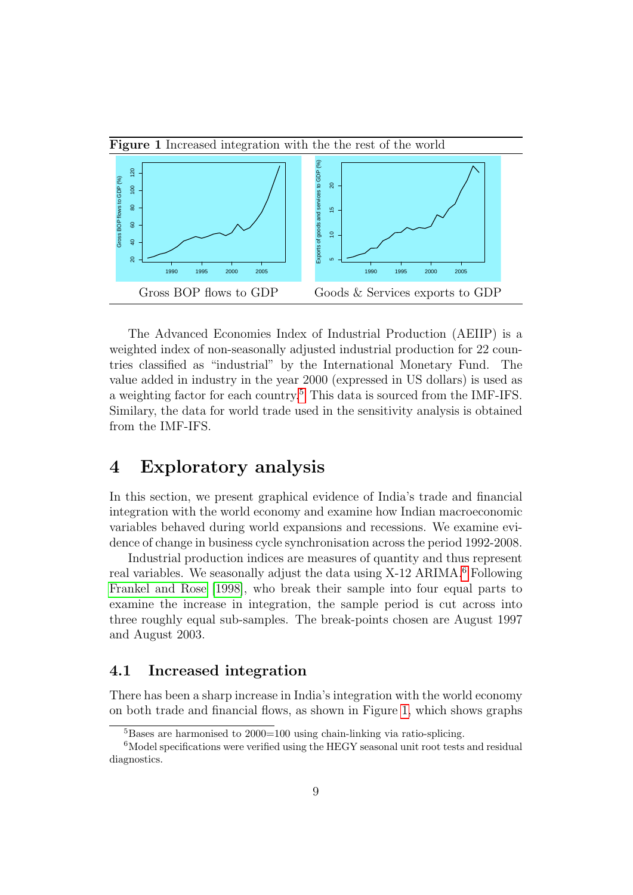**Figure 1** Increased integration with the the rest of the world

Gross BOP flows to GDP (%)
120
100
80
60
40
20
1990
1995
2000
2005

Gross BOP flows to GDP

Exports of goods and services to GDP (%)
20
15
10
5
1990
1995
2000
2005

Goods & Services exports to GDP

The Advanced Economies Index of Industrial Production (AEIIP) is a weighted index of non-seasonally adjusted industrial production for 22 countries classified as "industrial" by the International Monetary Fund. The value added in industry in the year 2000 (expressed in US dollars) is used as a weighting factor for each country.[5] This data is sourced from the IMF-IFS. Similary, the data for world trade used in the sensitivity analysis is obtained from the IMF-IFS.

# 4 Exploratory analysis

In this section, we present graphical evidence of India's trade and financial integration with the world economy and examine how Indian macroeconomic variables behaved during world expansions and recessions. We examine evidence of change in business cycle synchronisation across the period 1992-2008.

Industrial production indices are measures of quantity and thus represent real variables. We seasonally adjust the data using X-12 ARIMA.[6] Following Frankel and Rose [1998], who break their sample into four equal parts to examine the increase in integration, the sample period is cut across into three roughly equal sub-samples. The break-points chosen are August 1997 and August 2003.

## 4.1 Increased integration

There has been a sharp increase in India's integration with the world economy on both trade and financial flows, as shown in Figure 1, which shows graphs

[5] Bases are harmonised to 2000=100 using chain-linking via ratio-splicing.

[6] Model specifications were verified using the HEGY seasonal unit root tests and residual diagnostics.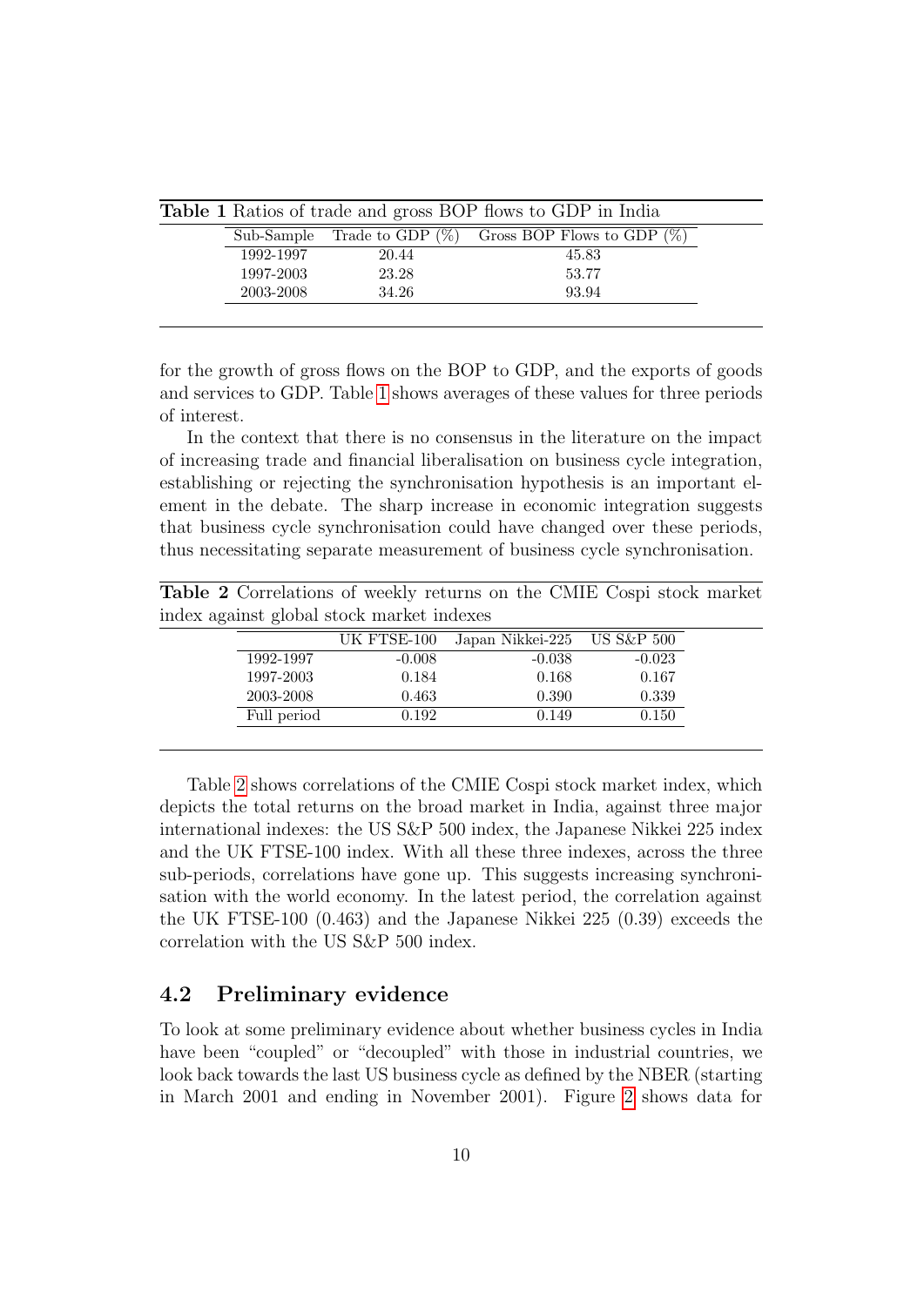**Table 1** Ratios of trade and gross BOP flows to GDP in India

| Sub-Sample | Trade to GDP (%) | Gross BOP Flows to GDP (%) |
|---|---|---|
| 1992-1997 | 20.44 | 45.83 |
| 1997-2003 | 23.28 | 53.77 |
| 2003-2008 | 34.26 | 93.94 |

for the growth of gross flows on the BOP to GDP, and the exports of goods and services to GDP. Table 1 shows averages of these values for three periods of interest.

In the context that there is no consensus in the literature on the impact of increasing trade and financial liberalisation on business cycle integration, establishing or rejecting the synchronisation hypothesis is an important element in the debate. The sharp increase in economic integration suggests that business cycle synchronisation could have changed over these periods, thus necessitating separate measurement of business cycle synchronisation.

**Table 2** Correlations of weekly returns on the CMIE Cospi stock market index against global stock market indexes

| | UK FTSE-100 | Japan Nikkei-225 | US S&P 500 |
|---|---|---|---|
| 1992-1997 | -0.008 | -0.038 | -0.023 |
| 1997-2003 | 0.184 | 0.168 | 0.167 |
| 2003-2008 | 0.463 | 0.390 | 0.339 |
| Full period | 0.192 | 0.149 | 0.150 |

Table 2 shows correlations of the CMIE Cospi stock market index, which depicts the total returns on the broad market in India, against three major international indexes: the US S&P 500 index, the Japanese Nikkei 225 index and the UK FTSE-100 index. With all these three indexes, across the three sub-periods, correlations have gone up. This suggests increasing synchronisation with the world economy. In the latest period, the correlation against the UK FTSE-100 (0.463) and the Japanese Nikkei 225 (0.39) exceeds the correlation with the US S&P 500 index.

## 4.2 Preliminary evidence

To look at some preliminary evidence about whether business cycles in India have been "coupled" or "decoupled" with those in industrial countries, we look back towards the last US business cycle as defined by the NBER (starting in March 2001 and ending in November 2001). Figure 2 shows data for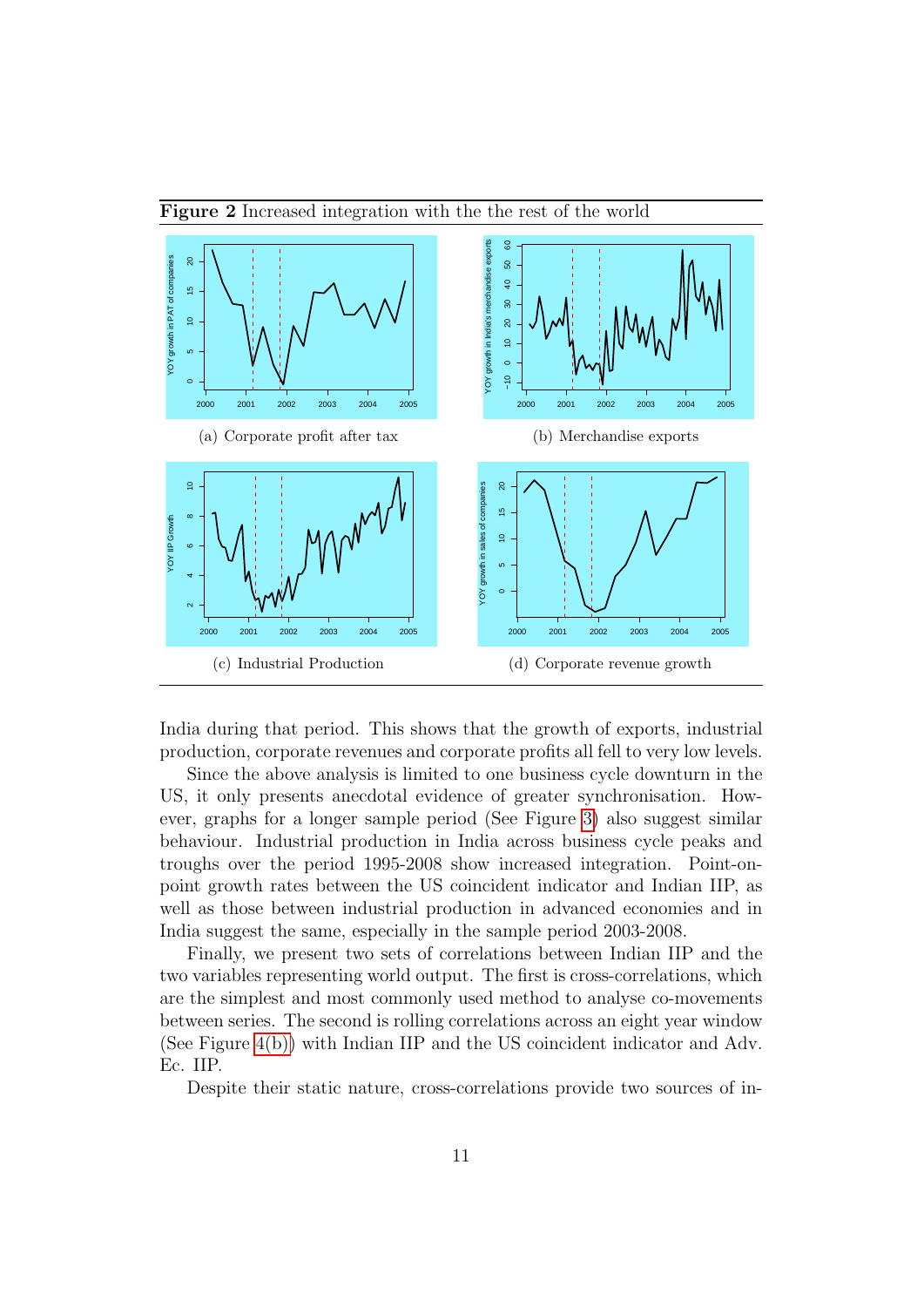**Figure 2** Increased integration with the the rest of the world

YOY growth in PAT of companies
0 5 10 15 20
2000 2001 2002 2003 2004 2005

(a) Corporate profit after tax

YOY growth in India's merchandise exports
-10 0 10 20 30 40 50 60
2000 2001 2002 2003 2004 2005

(b) Merchandise exports

YOY IIP Growth
2 4 6 8 10
2000 2001 2002 2003 2004 2005

(c) Industrial Production

YOY growth in sales of companies
0 5 10 15 20
2000 2001 2002 2003 2004 2005

(d) Corporate revenue growth

India during that period. This shows that the growth of exports, industrial production, corporate revenues and corporate profits all fell to very low levels.

Since the above analysis is limited to one business cycle downturn in the US, it only presents anecdotal evidence of greater synchronisation. However, graphs for a longer sample period (See Figure 3) also suggest similar behaviour. Industrial production in India across business cycle peaks and troughs over the period 1995-2008 show increased integration. Point-on-point growth rates between the US coincident indicator and Indian IIP, as well as those between industrial production in advanced economies and in India suggest the same, especially in the sample period 2003-2008.

Finally, we present two sets of correlations between Indian IIP and the two variables representing world output. The first is cross-correlations, which are the simplest and most commonly used method to analyse co-movements between series. The second is rolling correlations across an eight year window (See Figure 4(b)) with Indian IIP and the US coincident indicator and Adv. Ec. IIP.

Despite their static nature, cross-correlations provide two sources of in-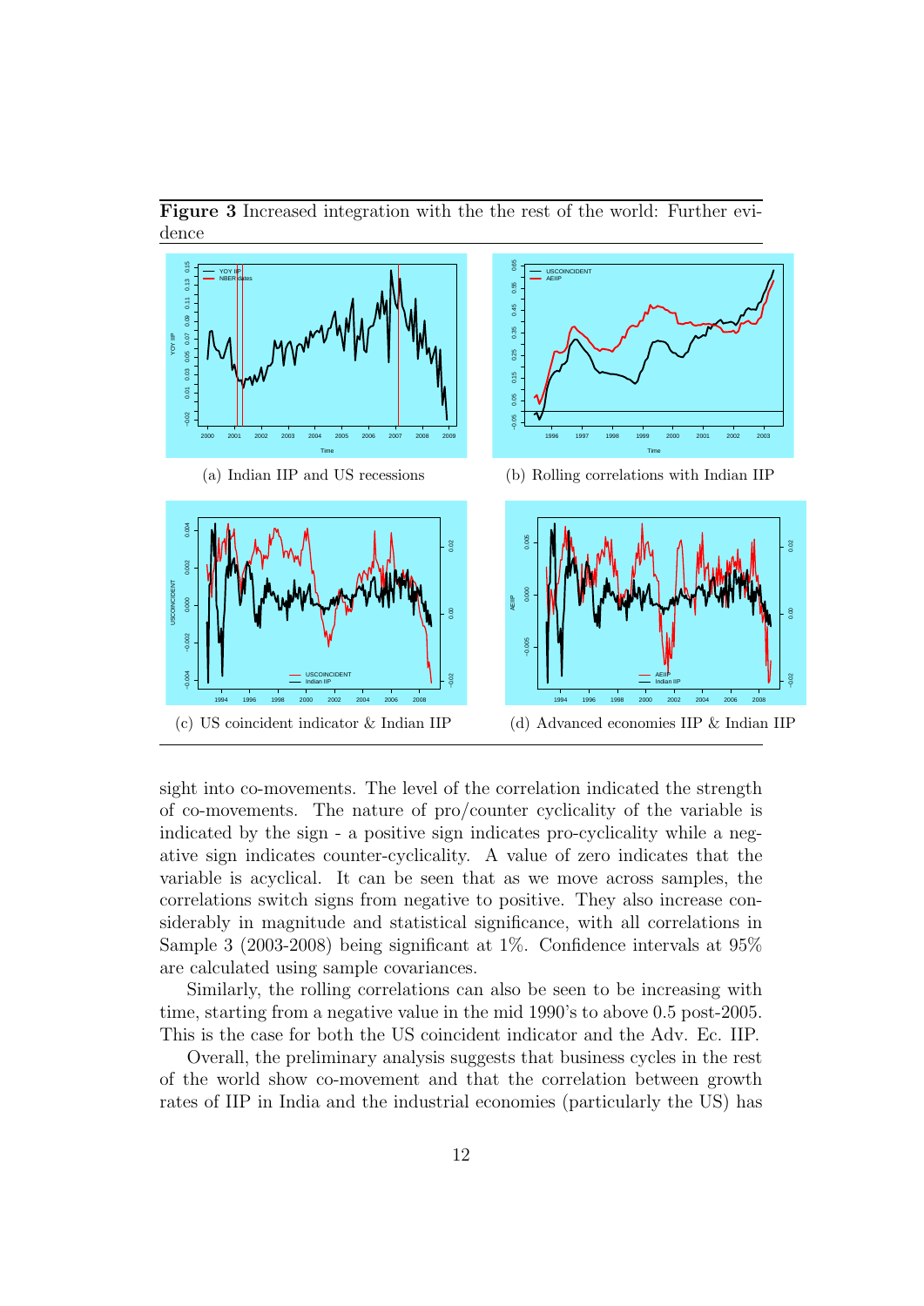**Figure 3** Increased integration with the the rest of the world: Further evidence

YOY IIP
NBER dates
YOY IIP
Time
2000 2001 2002 2003 2004 2005 2006 2007 2008 2009
-0.02 0.01 0.03 0.05 0.07 0.09 0.11 0.13 0.15

(a) Indian IIP and US recessions

USCOINCIDENT
AEIIP
Time
1996 1997 1998 1999 2000 2001 2002 2003
-0.05 0.05 0.15 0.25 0.35 0.45 0.55 0.65

(b) Rolling correlations with Indian IIP

USCOINCIDENT
Indian IIP
1994 1996 1998 2000 2002 2004 2006 2008
-0.004 -0.002 0.000 0.002 0.004
-0.02 0.00 0.02

(c) US coincident indicator & Indian IIP

AEIIP
Indian IIP
1994 1996 1998 2000 2002 2004 2006 2008
-0.005 0.000 0.005
-0.02 0.00 0.02

(d) Advanced economies IIP & Indian IIP

sight into co-movements. The level of the correlation indicated the strength of co-movements. The nature of pro/counter cyclicality of the variable is indicated by the sign - a positive sign indicates pro-cyclicality while a negative sign indicates counter-cyclicality. A value of zero indicates that the variable is acyclical. It can be seen that as we move across samples, the correlations switch signs from negative to positive. They also increase considerably in magnitude and statistical significance, with all correlations in Sample 3 (2003-2008) being significant at 1%. Confidence intervals at 95% are calculated using sample covariances.

Similarly, the rolling correlations can also be seen to be increasing with time, starting from a negative value in the mid 1990's to above 0.5 post-2005. This is the case for both the US coincident indicator and the Adv. Ec. IIP.

Overall, the preliminary analysis suggests that business cycles in the rest of the world show co-movement and that the correlation between growth rates of IIP in India and the industrial economies (particularly the US) has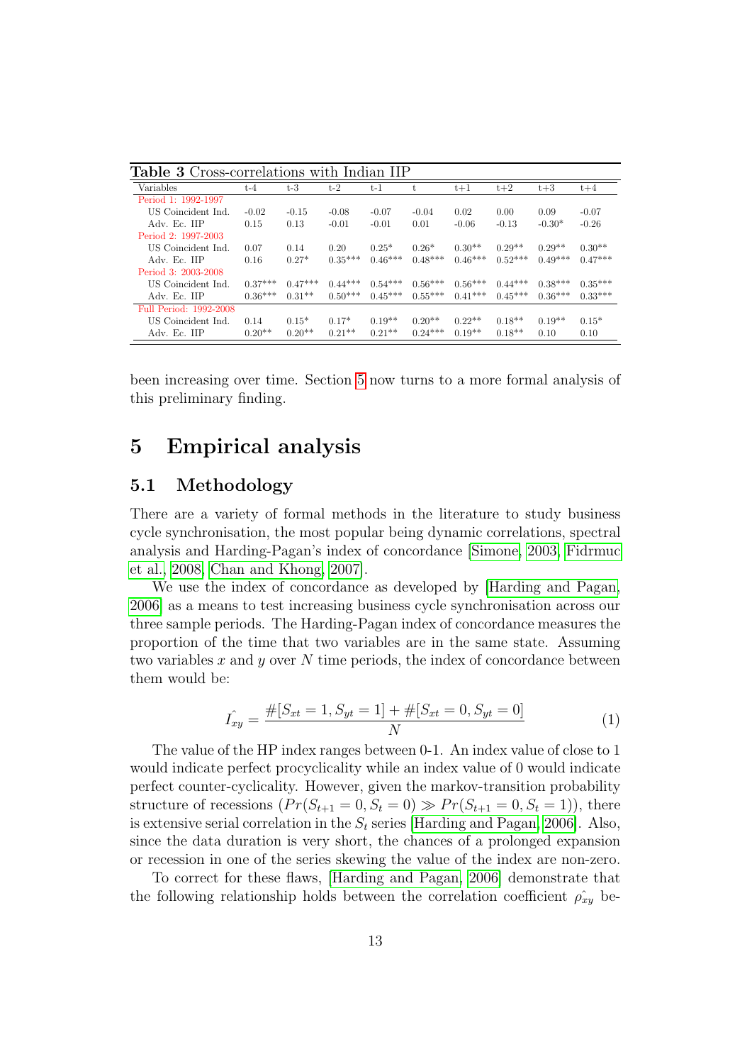**Table 3** Cross-correlations with Indian IIP

| Variables | t-4 | t-3 | t-2 | t-1 | t | t+1 | t+2 | t+3 | t+4 |
|---|---|---|---|---|---|---|---|---|---|
| Period 1: 1992-1997 | | | | | | | | | |
| US Coincident Ind. | -0.02 | -0.15 | -0.08 | -0.07 | -0.04 | 0.02 | 0.00 | 0.09 | -0.07 |
| Adv. Ec. IIP | 0.15 | 0.13 | -0.01 | -0.01 | 0.01 | -0.06 | -0.13 | -0.30* | -0.26 |
| Period 2: 1997-2003 | | | | | | | | | |
| US Coincident Ind. | 0.07 | 0.14 | 0.20 | 0.25* | 0.26* | 0.30** | 0.29** | 0.29** | 0.30** |
| Adv. Ec. IIP | 0.16 | 0.27* | 0.35*** | 0.46*** | 0.48*** | 0.46*** | 0.52*** | 0.49*** | 0.47*** |
| Period 3: 2003-2008 | | | | | | | | | |
| US Coincident Ind. | 0.37*** | 0.47*** | 0.44*** | 0.54*** | 0.56*** | 0.56*** | 0.44*** | 0.38*** | 0.35*** |
| Adv. Ec. IIP | 0.36*** | 0.31** | 0.50*** | 0.45*** | 0.55*** | 0.41*** | 0.45*** | 0.36*** | 0.33*** |
| Full Period: 1992-2008 | | | | | | | | | |
| US Coincident Ind. | 0.14 | 0.15* | 0.17* | 0.19** | 0.20** | 0.22** | 0.18** | 0.19** | 0.15* |
| Adv. Ec. IIP | 0.20** | 0.20** | 0.21** | 0.21** | 0.24*** | 0.19** | 0.18** | 0.10 | 0.10 |

been increasing over time. Section 5 now turns to a more formal analysis of this preliminary finding.

# 5 Empirical analysis

## 5.1 Methodology

There are a variety of formal methods in the literature to study business cycle synchronisation, the most popular being dynamic correlations, spectral analysis and Harding-Pagan's index of concordance [Simone, 2003, Fidrmuc et al., 2008, Chan and Khong, 2007].

We use the index of concordance as developed by [Harding and Pagan, 2006] as a means to test increasing business cycle synchronisation across our three sample periods. The Harding-Pagan index of concordance measures the proportion of the time that two variables are in the same state. Assuming two variables $x$ and $y$ over $N$ time periods, the index of concordance between them would be:

$$\hat{I_{xy}} = \frac{\#[S_{xt} = 1, S_{yt} = 1] + \#[S_{xt} = 0, S_{yt} = 0]}{N} \tag{1}$$

The value of the HP index ranges between 0-1. An index value of close to 1 would indicate perfect procyclicality while an index value of 0 would indicate perfect counter-cyclicality. However, given the markov-transition probability structure of recessions ($Pr(S_{t+1} = 0, S_t = 0) \gg Pr(S_{t+1} = 0, S_t = 1)$), there is extensive serial correlation in the $S_t$ series [Harding and Pagan, 2006]. Also, since the data duration is very short, the chances of a prolonged expansion or recession in one of the series skewing the value of the index are non-zero.

To correct for these flaws, [Harding and Pagan, 2006] demonstrate that the following relationship holds between the correlation coefficient $\hat{\rho_{xy}}$ be-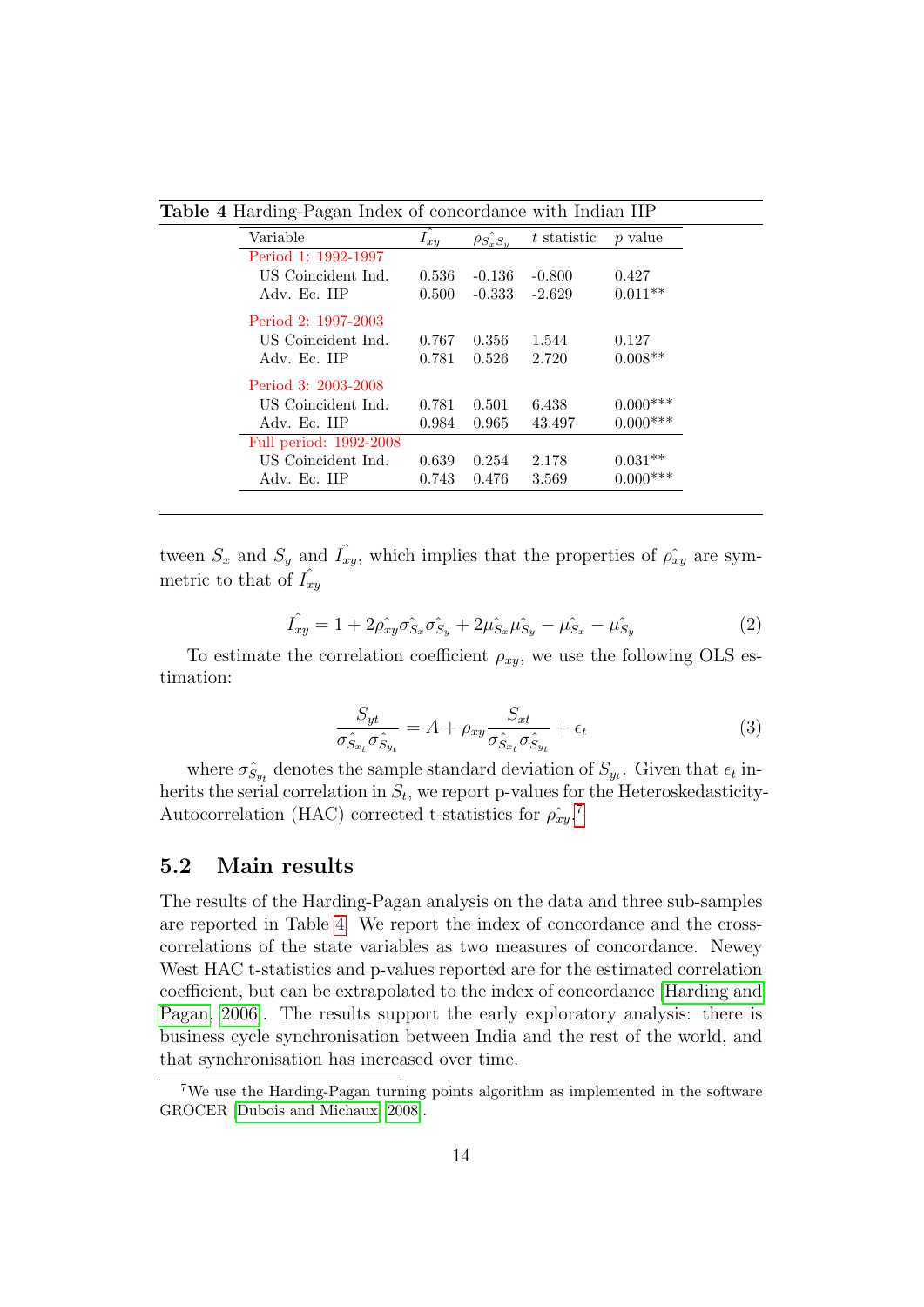**Table 4** Harding-Pagan Index of concordance with Indian IIP

| Variable | $\hat{I_{xy}}$ | $\rho_{\hat{S_x S_y}}$ | $t$ statistic | $p$ value |
|---|---|---|---|---|
| Period 1: 1992-1997 | | | | |
| US Coincident Ind. | 0.536 | -0.136 | -0.800 | 0.427 |
| Adv. Ec. IIP | 0.500 | -0.333 | -2.629 | 0.011** |
| Period 2: 1997-2003 | | | | |
| US Coincident Ind. | 0.767 | 0.356 | 1.544 | 0.127 |
| Adv. Ec. IIP | 0.781 | 0.526 | 2.720 | 0.008** |
| Period 3: 2003-2008 | | | | |
| US Coincident Ind. | 0.781 | 0.501 | 6.438 | 0.000*** |
| Adv. Ec. IIP | 0.984 | 0.965 | 43.497 | 0.000*** |
| Full period: 1992-2008 | | | | |
| US Coincident Ind. | 0.639 | 0.254 | 2.178 | 0.031** |
| Adv. Ec. IIP | 0.743 | 0.476 | 3.569 | 0.000*** |

tween $S_x$ and $S_y$ and $\hat{I_{xy}}$, which implies that the properties of $\hat{\rho_{xy}}$ are symmetric to that of $\hat{I_{xy}}$

$$\hat{I_{xy}} = 1 + 2\hat{\rho_{xy}}\hat{\sigma_{S_x}}\hat{\sigma_{S_y}} + 2\hat{\mu_{S_x}}\hat{\mu_{S_y}} - \hat{\mu_{S_x}} - \hat{\mu_{S_y}} \tag{2}$$

To estimate the correlation coefficient $\rho_{xy}$, we use the following OLS estimation:

$$\frac{S_{yt}}{\sigma_{\hat{S_{x_t}}}\sigma_{\hat{S_{y_t}}}} = A + \rho_{xy}\frac{S_{xt}}{\sigma_{\hat{S_{x_t}}}\sigma_{\hat{S_{y_t}}}} + \epsilon_t \tag{3}$$

where $\sigma_{\hat{S_{y_t}}}$ denotes the sample standard deviation of $S_{y_t}$. Given that $\epsilon_t$ inherits the serial correlation in $S_t$, we report p-values for the Heteroskedasticity-Autocorrelation (HAC) corrected t-statistics for $\hat{\rho_{xy}}$.[7]

## 5.2 Main results

The results of the Harding-Pagan analysis on the data and three sub-samples are reported in Table 4. We report the index of concordance and the cross-correlations of the state variables as two measures of concordance. Newey West HAC t-statistics and p-values reported are for the estimated correlation coefficient, but can be extrapolated to the index of concordance [Harding and Pagan, 2006]. The results support the early exploratory analysis: there is business cycle synchronisation between India and the rest of the world, and that synchronisation has increased over time.

[7] We use the Harding-Pagan turning points algorithm as implemented in the software GROCER [Dubois and Michaux, 2008].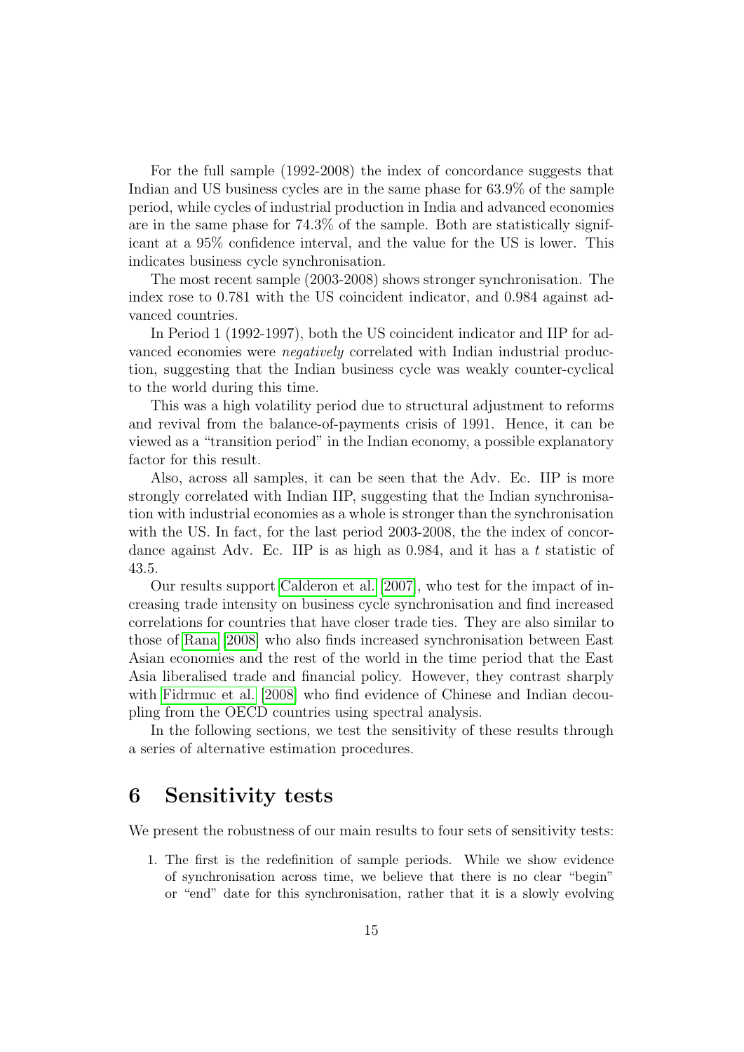For the full sample (1992-2008) the index of concordance suggests that Indian and US business cycles are in the same phase for 63.9% of the sample period, while cycles of industrial production in India and advanced economies are in the same phase for 74.3% of the sample. Both are statistically significant at a 95% confidence interval, and the value for the US is lower. This indicates business cycle synchronisation.

The most recent sample (2003-2008) shows stronger synchronisation. The index rose to 0.781 with the US coincident indicator, and 0.984 against advanced countries.

In Period 1 (1992-1997), both the US coincident indicator and IIP for advanced economies were *negatively* correlated with Indian industrial production, suggesting that the Indian business cycle was weakly counter-cyclical to the world during this time.

This was a high volatility period due to structural adjustment to reforms and revival from the balance-of-payments crisis of 1991. Hence, it can be viewed as a "transition period" in the Indian economy, a possible explanatory factor for this result.

Also, across all samples, it can be seen that the Adv. Ec. IIP is more strongly correlated with Indian IIP, suggesting that the Indian synchronisation with industrial economies as a whole is stronger than the synchronisation with the US. In fact, for the last period 2003-2008, the the index of concordance against Adv. Ec. IIP is as high as 0.984, and it has a $t$ statistic of 43.5.

Our results support Calderon et al. [2007], who test for the impact of increasing trade intensity on business cycle synchronisation and find increased correlations for countries that have closer trade ties. They are also similar to those of Rana [2008] who also finds increased synchronisation between East Asian economies and the rest of the world in the time period that the East Asia liberalised trade and financial policy. However, they contrast sharply with Fidrmuc et al. [2008] who find evidence of Chinese and Indian decoupling from the OECD countries using spectral analysis.

In the following sections, we test the sensitivity of these results through a series of alternative estimation procedures.

# 6 Sensitivity tests

We present the robustness of our main results to four sets of sensitivity tests:

1. The first is the redefinition of sample periods. While we show evidence of synchronisation across time, we believe that there is no clear "begin" or "end" date for this synchronisation, rather that it is a slowly evolving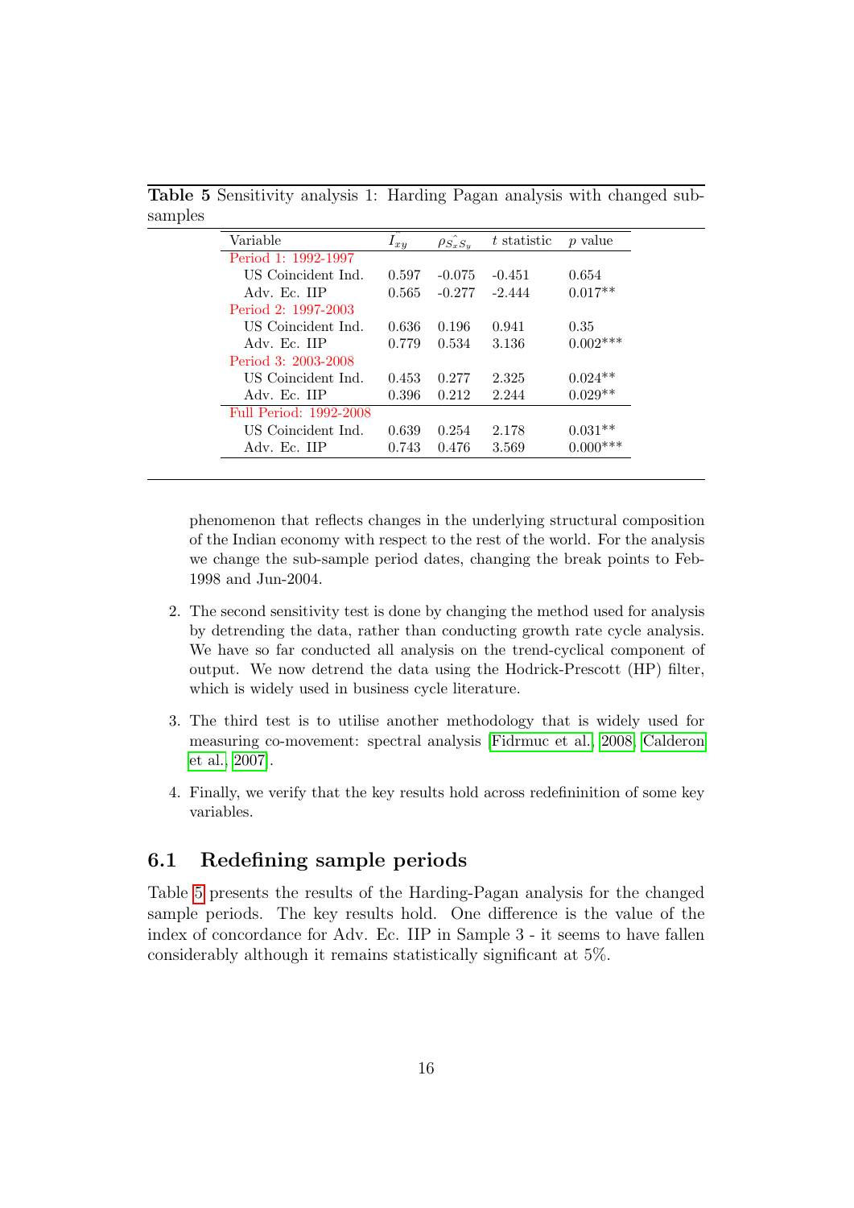**Table 5** Sensitivity analysis 1: Harding Pagan analysis with changed sub-samples

| Variable | $\hat{I}_{xy}$ | $\rho_{\hat{S_x S_y}}$ | $t$ statistic | $p$ value |
|---|---|---|---|---|
| Period 1: 1992-1997 | | | | |
| US Coincident Ind. | 0.597 | -0.075 | -0.451 | 0.654 |
| Adv. Ec. IIP | 0.565 | -0.277 | -2.444 | 0.017** |
| Period 2: 1997-2003 | | | | |
| US Coincident Ind. | 0.636 | 0.196 | 0.941 | 0.35 |
| Adv. Ec. IIP | 0.779 | 0.534 | 3.136 | 0.002*** |
| Period 3: 2003-2008 | | | | |
| US Coincident Ind. | 0.453 | 0.277 | 2.325 | 0.024** |
| Adv. Ec. IIP | 0.396 | 0.212 | 2.244 | 0.029** |
| Full Period: 1992-2008 | | | | |
| US Coincident Ind. | 0.639 | 0.254 | 2.178 | 0.031** |
| Adv. Ec. IIP | 0.743 | 0.476 | 3.569 | 0.000*** |

phenomenon that reflects changes in the underlying structural composition of the Indian economy with respect to the rest of the world. For the analysis we change the sub-sample period dates, changing the break points to Feb-1998 and Jun-2004.

2. The second sensitivity test is done by changing the method used for analysis by detrending the data, rather than conducting growth rate cycle analysis. We have so far conducted all analysis on the trend-cyclical component of output. We now detrend the data using the Hodrick-Prescott (HP) filter, which is widely used in business cycle literature.

3. The third test is to utilise another methodology that is widely used for measuring co-movement: spectral analysis [Fidrmuc et al., 2008, Calderon et al., 2007].

4. Finally, we verify that the key results hold across redefininition of some key variables.

## 6.1 Redefining sample periods

Table 5 presents the results of the Harding-Pagan analysis for the changed sample periods. The key results hold. One difference is the value of the index of concordance for Adv. Ec. IIP in Sample 3 - it seems to have fallen considerably although it remains statistically significant at 5%.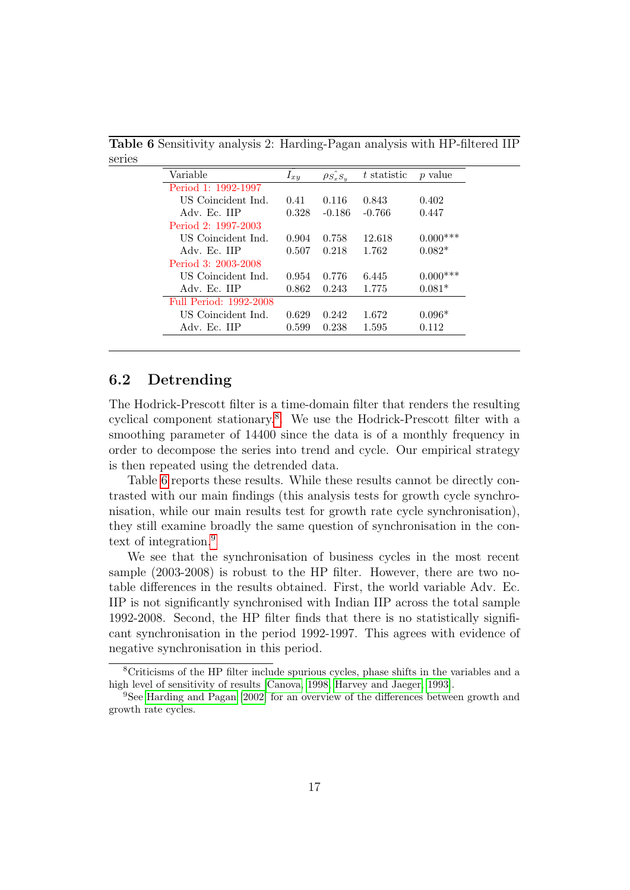**Table 6** Sensitivity analysis 2: Harding-Pagan analysis with HP-filtered IIP series

| Variable | $\hat{I}_{xy}$ | $\rho_{\hat{S_x S_y}}$ | $t$ statistic | $p$ value |
|---|---|---|---|---|
| Period 1: 1992-1997 | | | | |
| US Coincident Ind. | 0.41 | 0.116 | 0.843 | 0.402 |
| Adv. Ec. IIP | 0.328 | -0.186 | -0.766 | 0.447 |
| Period 2: 1997-2003 | | | | |
| US Coincident Ind. | 0.904 | 0.758 | 12.618 | 0.000*** |
| Adv. Ec. IIP | 0.507 | 0.218 | 1.762 | 0.082* |
| Period 3: 2003-2008 | | | | |
| US Coincident Ind. | 0.954 | 0.776 | 6.445 | 0.000*** |
| Adv. Ec. IIP | 0.862 | 0.243 | 1.775 | 0.081* |
| Full Period: 1992-2008 | | | | |
| US Coincident Ind. | 0.629 | 0.242 | 1.672 | 0.096* |
| Adv. Ec. IIP | 0.599 | 0.238 | 1.595 | 0.112 |

## 6.2 Detrending

The Hodrick-Prescott filter is a time-domain filter that renders the resulting cyclical component stationary.[8] We use the Hodrick-Prescott filter with a smoothing parameter of 14400 since the data is of a monthly frequency in order to decompose the series into trend and cycle. Our empirical strategy is then repeated using the detrended data.

Table 6 reports these results. While these results cannot be directly contrasted with our main findings (this analysis tests for growth cycle synchronisation, while our main results test for growth rate cycle synchronisation), they still examine broadly the same question of synchronisation in the context of integration.[9]

We see that the synchronisation of business cycles in the most recent sample (2003-2008) is robust to the HP filter. However, there are two notable differences in the results obtained. First, the world variable Adv. Ec. IIP is not significantly synchronised with Indian IIP across the total sample 1992-2008. Second, the HP filter finds that there is no statistically significant synchronisation in the period 1992-1997. This agrees with evidence of negative synchronisation in this period.

[8] Criticisms of the HP filter include spurious cycles, phase shifts in the variables and a high level of sensitivity of results (Canova, 1998; Harvey and Jaeger, 1993).

[9] See Harding and Pagan (2002) for an overview of the differences between growth and growth rate cycles.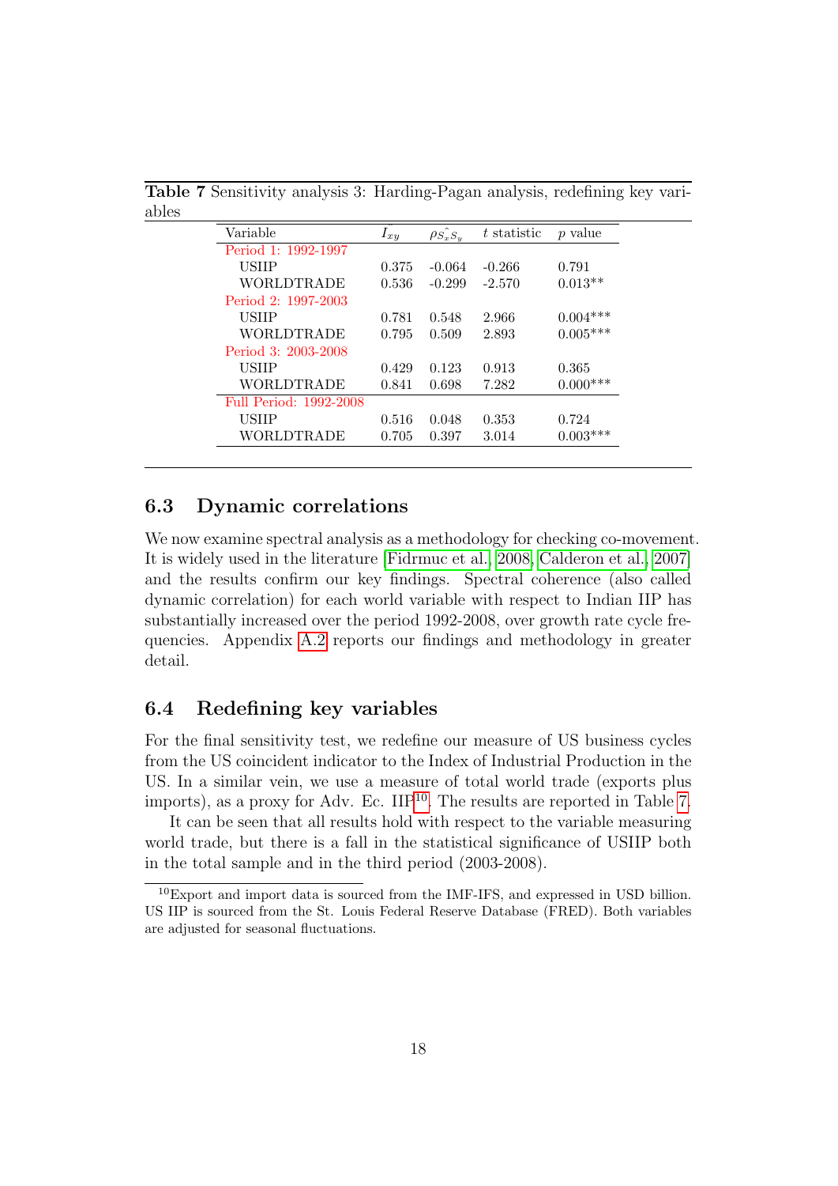**Table 7** Sensitivity analysis 3: Harding-Pagan analysis, redefining key variables

| Variable | $\hat{I}_{xy}$ | $\rho_{\hat{S_x S_y}}$ | $t$ statistic | $p$ value |
|---|---|---|---|---|
| Period 1: 1992-1997 | | | | |
| USIIP | 0.375 | -0.064 | -0.266 | 0.791 |
| WORLDTRADE | 0.536 | -0.299 | -2.570 | 0.013** |
| Period 2: 1997-2003 | | | | |
| USIIP | 0.781 | 0.548 | 2.966 | 0.004*** |
| WORLDTRADE | 0.795 | 0.509 | 2.893 | 0.005*** |
| Period 3: 2003-2008 | | | | |
| USIIP | 0.429 | 0.123 | 0.913 | 0.365 |
| WORLDTRADE | 0.841 | 0.698 | 7.282 | 0.000*** |
| Full Period: 1992-2008 | | | | |
| USIIP | 0.516 | 0.048 | 0.353 | 0.724 |
| WORLDTRADE | 0.705 | 0.397 | 3.014 | 0.003*** |

## 6.3 Dynamic correlations

We now examine spectral analysis as a methodology for checking co-movement. It is widely used in the literature [Fidrmuc et al., 2008, Calderon et al., 2007] and the results confirm our key findings. Spectral coherence (also called dynamic correlation) for each world variable with respect to Indian IIP has substantially increased over the period 1992-2008, over growth rate cycle frequencies. Appendix A.2 reports our findings and methodology in greater detail.

## 6.4 Redefining key variables

For the final sensitivity test, we redefine our measure of US business cycles from the US coincident indicator to the Index of Industrial Production in the US. In a similar vein, we use a measure of total world trade (exports plus imports), as a proxy for Adv. Ec. IIP[10]. The results are reported in Table 7.

It can be seen that all results hold with respect to the variable measuring world trade, but there is a fall in the statistical significance of USIIP both in the total sample and in the third period (2003-2008).

[10]Export and import data is sourced from the IMF-IFS, and expressed in USD billion. US IIP is sourced from the St. Louis Federal Reserve Database (FRED). Both variables are adjusted for seasonal fluctuations.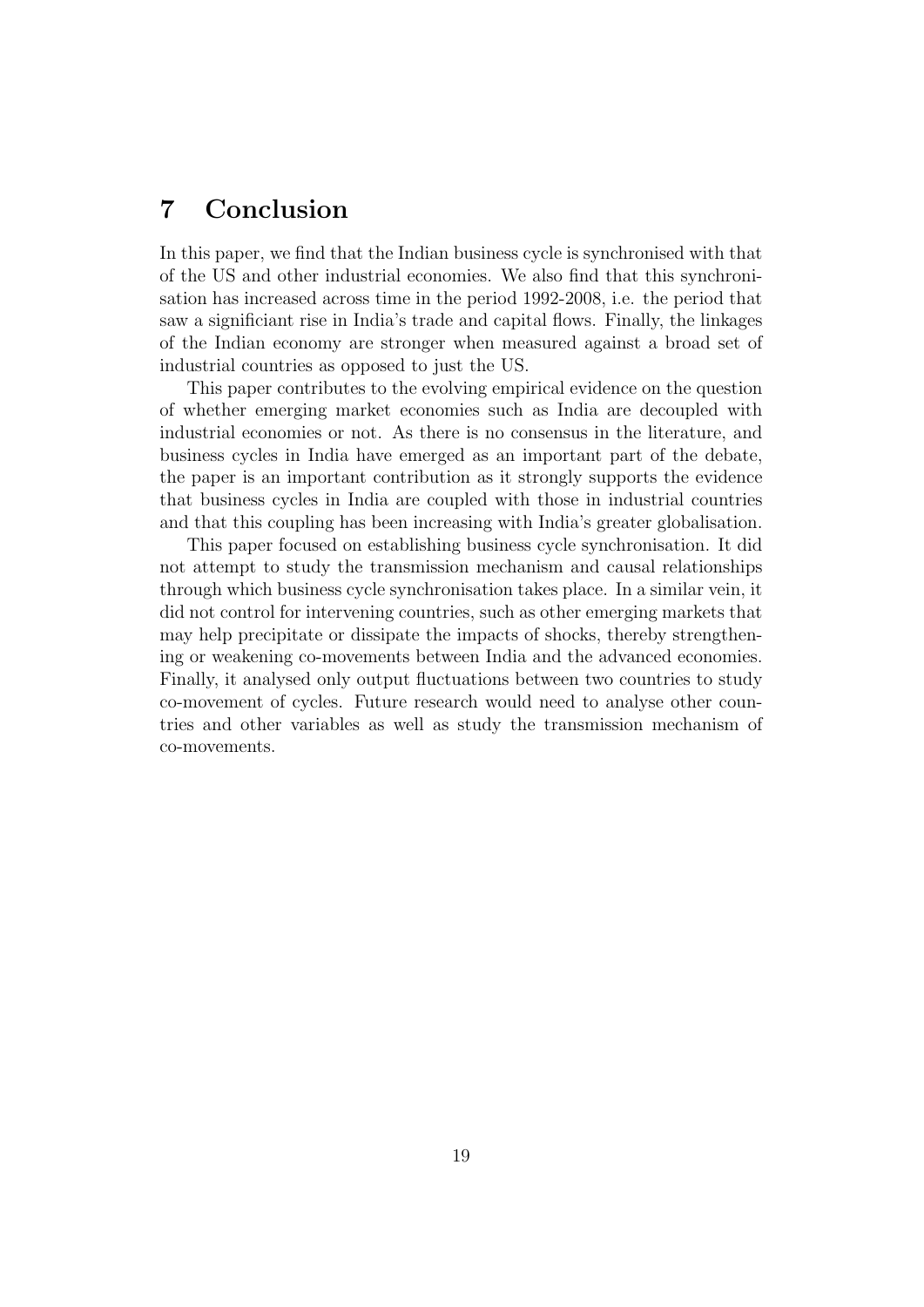## 7 Conclusion

In this paper, we find that the Indian business cycle is synchronised with that of the US and other industrial economies. We also find that this synchronisation has increased across time in the period 1992-2008, i.e. the period that saw a significiant rise in India's trade and capital flows. Finally, the linkages of the Indian economy are stronger when measured against a broad set of industrial countries as opposed to just the US.

This paper contributes to the evolving empirical evidence on the question of whether emerging market economies such as India are decoupled with industrial economies or not. As there is no consensus in the literature, and business cycles in India have emerged as an important part of the debate, the paper is an important contribution as it strongly supports the evidence that business cycles in India are coupled with those in industrial countries and that this coupling has been increasing with India's greater globalisation.

This paper focused on establishing business cycle synchronisation. It did not attempt to study the transmission mechanism and causal relationships through which business cycle synchronisation takes place. In a similar vein, it did not control for intervening countries, such as other emerging markets that may help precipitate or dissipate the impacts of shocks, thereby strengthening or weakening co-movements between India and the advanced economies. Finally, it analysed only output fluctuations between two countries to study co-movement of cycles. Future research would need to analyse other countries and other variables as well as study the transmission mechanism of co-movements.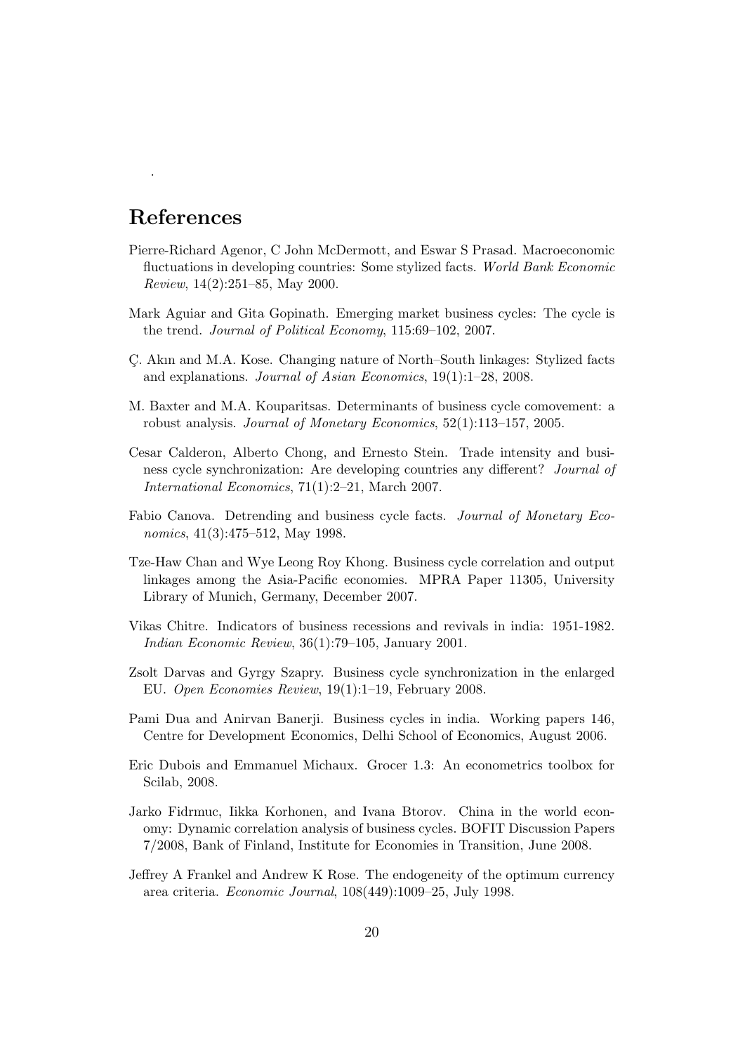.

# References

Pierre-Richard Agenor, C John McDermott, and Eswar S Prasad. Macroeconomic fluctuations in developing countries: Some stylized facts. *World Bank Economic Review*, 14(2):251–85, May 2000.

Mark Aguiar and Gita Gopinath. Emerging market business cycles: The cycle is the trend. *Journal of Political Economy*, 115:69–102, 2007.

Ç. Akın and M.A. Kose. Changing nature of North–South linkages: Stylized facts and explanations. *Journal of Asian Economics*, 19(1):1–28, 2008.

M. Baxter and M.A. Kouparitsas. Determinants of business cycle comovement: a robust analysis. *Journal of Monetary Economics*, 52(1):113–157, 2005.

Cesar Calderon, Alberto Chong, and Ernesto Stein. Trade intensity and business cycle synchronization: Are developing countries any different? *Journal of International Economics*, 71(1):2–21, March 2007.

Fabio Canova. Detrending and business cycle facts. *Journal of Monetary Economics*, 41(3):475–512, May 1998.

Tze-Haw Chan and Wye Leong Roy Khong. Business cycle correlation and output linkages among the Asia-Pacific economies. MPRA Paper 11305, University Library of Munich, Germany, December 2007.

Vikas Chitre. Indicators of business recessions and revivals in india: 1951-1982. *Indian Economic Review*, 36(1):79–105, January 2001.

Zsolt Darvas and Gyrgy Szapry. Business cycle synchronization in the enlarged EU. *Open Economies Review*, 19(1):1–19, February 2008.

Pami Dua and Anirvan Banerji. Business cycles in india. Working papers 146, Centre for Development Economics, Delhi School of Economics, August 2006.

Eric Dubois and Emmanuel Michaux. Grocer 1.3: An econometrics toolbox for Scilab, 2008.

Jarko Fidrmuc, Iikka Korhonen, and Ivana Btorov. China in the world economy: Dynamic correlation analysis of business cycles. BOFIT Discussion Papers 7/2008, Bank of Finland, Institute for Economies in Transition, June 2008.

Jeffrey A Frankel and Andrew K Rose. The endogeneity of the optimum currency area criteria. *Economic Journal*, 108(449):1009–25, July 1998.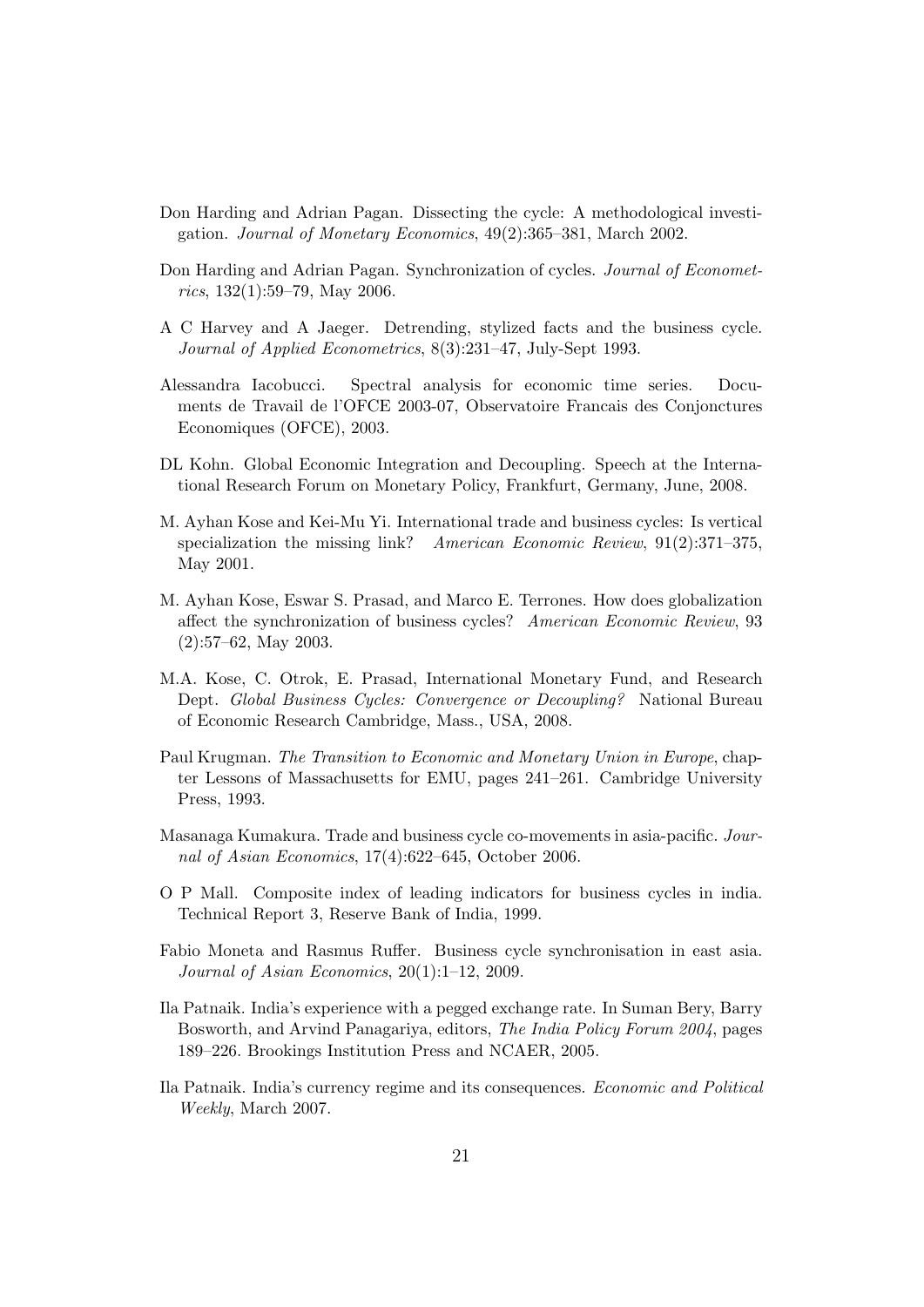Don Harding and Adrian Pagan. Dissecting the cycle: A methodological investigation. *Journal of Monetary Economics*, 49(2):365–381, March 2002.

Don Harding and Adrian Pagan. Synchronization of cycles. *Journal of Econometrics*, 132(1):59–79, May 2006.

A C Harvey and A Jaeger. Detrending, stylized facts and the business cycle. *Journal of Applied Econometrics*, 8(3):231–47, July-Sept 1993.

Alessandra Iacobucci. Spectral analysis for economic time series. Documents de Travail de l'OFCE 2003-07, Observatoire Francais des Conjonctures Economiques (OFCE), 2003.

DL Kohn. Global Economic Integration and Decoupling. Speech at the International Research Forum on Monetary Policy, Frankfurt, Germany, June, 2008.

M. Ayhan Kose and Kei-Mu Yi. International trade and business cycles: Is vertical specialization the missing link? *American Economic Review*, 91(2):371–375, May 2001.

M. Ayhan Kose, Eswar S. Prasad, and Marco E. Terrones. How does globalization affect the synchronization of business cycles? *American Economic Review*, 93 (2):57–62, May 2003.

M.A. Kose, C. Otrok, E. Prasad, International Monetary Fund, and Research Dept. *Global Business Cycles: Convergence or Decoupling?* National Bureau of Economic Research Cambridge, Mass., USA, 2008.

Paul Krugman. *The Transition to Economic and Monetary Union in Europe*, chapter Lessons of Massachusetts for EMU, pages 241–261. Cambridge University Press, 1993.

Masanaga Kumakura. Trade and business cycle co-movements in asia-pacific. *Journal of Asian Economics*, 17(4):622–645, October 2006.

O P Mall. Composite index of leading indicators for business cycles in india. Technical Report 3, Reserve Bank of India, 1999.

Fabio Moneta and Rasmus Ruffer. Business cycle synchronisation in east asia. *Journal of Asian Economics*, 20(1):1–12, 2009.

Ila Patnaik. India's experience with a pegged exchange rate. In Suman Bery, Barry Bosworth, and Arvind Panagariya, editors, *The India Policy Forum 2004*, pages 189–226. Brookings Institution Press and NCAER, 2005.

Ila Patnaik. India's currency regime and its consequences. *Economic and Political Weekly*, March 2007.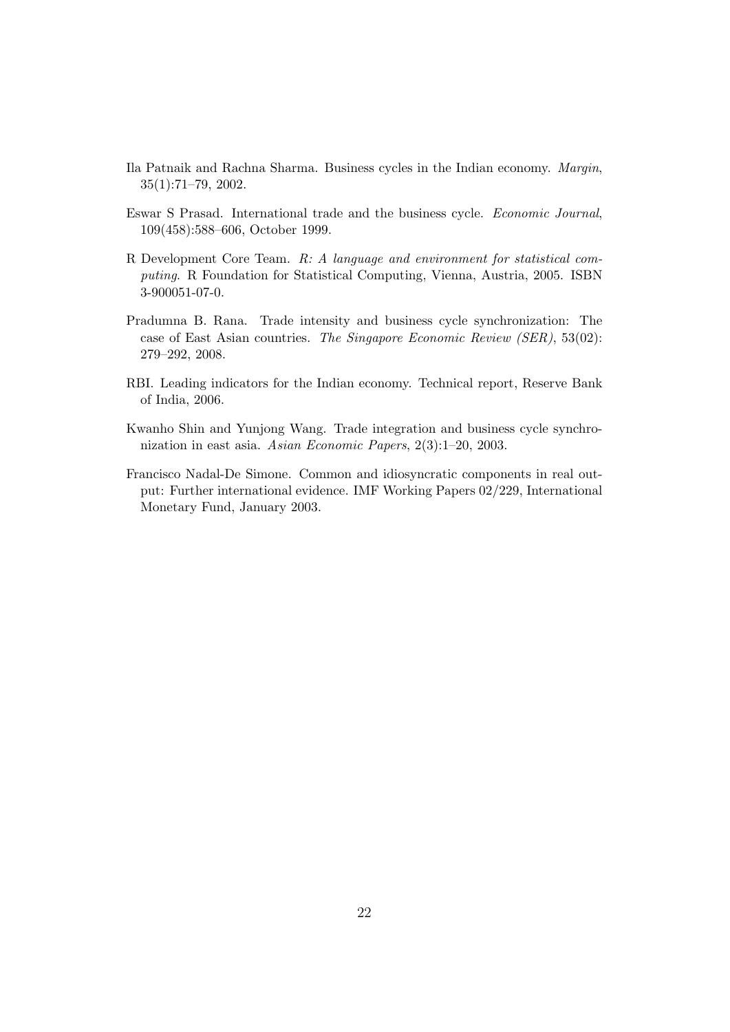Ila Patnaik and Rachna Sharma. Business cycles in the Indian economy. *Margin*, 35(1):71–79, 2002.

Eswar S Prasad. International trade and the business cycle. *Economic Journal*, 109(458):588–606, October 1999.

R Development Core Team. *R: A language and environment for statistical computing*. R Foundation for Statistical Computing, Vienna, Austria, 2005. ISBN 3-900051-07-0.

Pradumna B. Rana. Trade intensity and business cycle synchronization: The case of East Asian countries. *The Singapore Economic Review (SER)*, 53(02): 279–292, 2008.

RBI. Leading indicators for the Indian economy. Technical report, Reserve Bank of India, 2006.

Kwanho Shin and Yunjong Wang. Trade integration and business cycle synchronization in east asia. *Asian Economic Papers*, 2(3):1–20, 2003.

Francisco Nadal-De Simone. Common and idiosyncratic components in real output: Further international evidence. IMF Working Papers 02/229, International Monetary Fund, January 2003.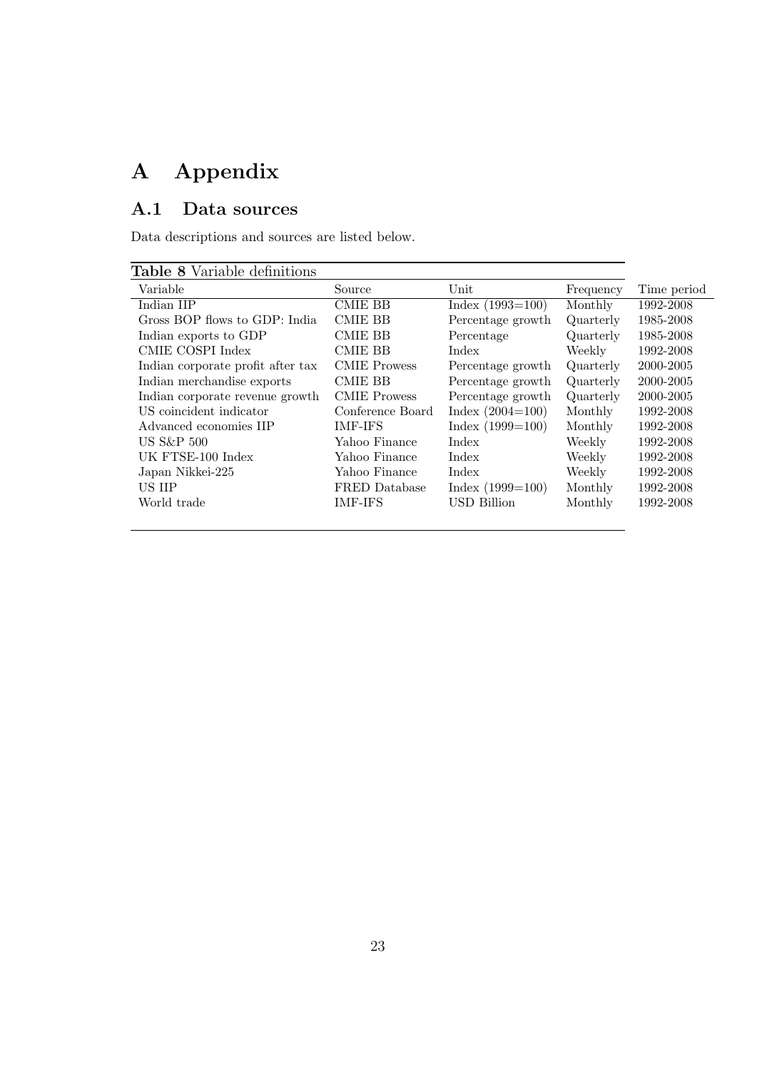# A Appendix

## A.1 Data sources

Data descriptions and sources are listed below.

**Table 8** Variable definitions

| Variable | Source | Unit | Frequency | Time period |
|---|---|---|---|---|
| Indian IIP | CMIE BB | Index (1993=100) | Monthly | 1992-2008 |
| Gross BOP flows to GDP: India | CMIE BB | Percentage growth | Quarterly | 1985-2008 |
| Indian exports to GDP | CMIE BB | Percentage | Quarterly | 1985-2008 |
| CMIE COSPI Index | CMIE BB | Index | Weekly | 1992-2008 |
| Indian corporate profit after tax | CMIE Prowess | Percentage growth | Quarterly | 2000-2005 |
| Indian merchandise exports | CMIE BB | Percentage growth | Quarterly | 2000-2005 |
| Indian corporate revenue growth | CMIE Prowess | Percentage growth | Quarterly | 2000-2005 |
| US coincident indicator | Conference Board | Index (2004=100) | Monthly | 1992-2008 |
| Advanced economies IIP | IMF-IFS | Index (1999=100) | Monthly | 1992-2008 |
| US S&P 500 | Yahoo Finance | Index | Weekly | 1992-2008 |
| UK FTSE-100 Index | Yahoo Finance | Index | Weekly | 1992-2008 |
| Japan Nikkei-225 | Yahoo Finance | Index | Weekly | 1992-2008 |
| US IIP | FRED Database | Index (1999=100) | Monthly | 1992-2008 |
| World trade | IMF-IFS | USD Billion | Monthly | 1992-2008 |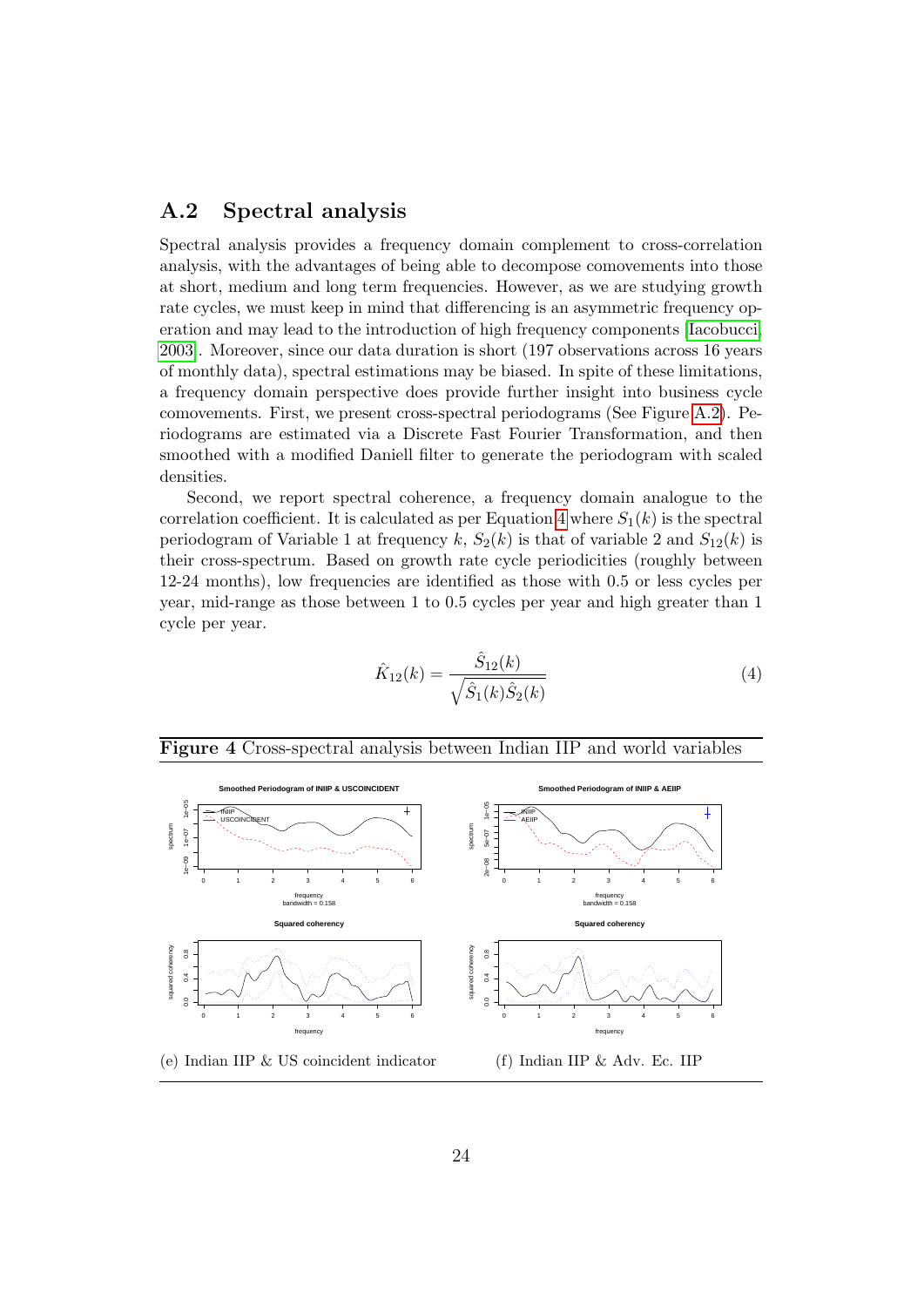## A.2 Spectral analysis

Spectral analysis provides a frequency domain complement to cross-correlation analysis, with the advantages of being able to decompose comovements into those at short, medium and long term frequencies. However, as we are studying growth rate cycles, we must keep in mind that differencing is an asymmetric frequency operation and may lead to the introduction of high frequency components [Iacobucci, 2003]. Moreover, since our data duration is short (197 observations across 16 years of monthly data), spectral estimations may be biased. In spite of these limitations, a frequency domain perspective does provide further insight into business cycle comovements. First, we present cross-spectral periodograms (See Figure A.2). Periodograms are estimated via a Discrete Fast Fourier Transformation, and then smoothed with a modified Daniell filter to generate the periodogram with scaled densities.

Second, we report spectral coherence, a frequency domain analogue to the correlation coefficient. It is calculated as per Equation 4 where $S_1(k)$ is the spectral periodogram of Variable 1 at frequency $k$, $S_2(k)$ is that of variable 2 and $S_{12}(k)$ is their cross-spectrum. Based on growth rate cycle periodicities (roughly between 12-24 months), low frequencies are identified as those with 0.5 or less cycles per year, mid-range as those between 1 to 0.5 cycles per year and high greater than 1 cycle per year.

$$\hat{K}_{12}(k) = \frac{\hat{S}_{12}(k)}{\sqrt{\hat{S}_1(k)\hat{S}_2(k)}} \tag{4}$$

**Figure 4** Cross-spectral analysis between Indian IIP and world variables

Smoothed Periodogram of INIIP & USCOINCIDENT

INIIP
USCOINCIDENT

spectrum

1e−09 1e−07 1e−05

0 1 2 3 4 5 6

frequency
bandwidth = 0.158

Squared coherency

squared coherency

0.0 0.4 0.8

0 1 2 3 4 5 6

frequency

(e) Indian IIP & US coincident indicator

Smoothed Periodogram of INIIP & AEIIP

INIIP
AEIIP

spectrum

2e−08 5e−07 1e−05

0 1 2 3 4 5 6

frequency
bandwidth = 0.158

Squared coherency

squared coherency

0.0 0.4 0.8

0 1 2 3 4 5 6

frequency

(f) Indian IIP & Adv. Ec. IIP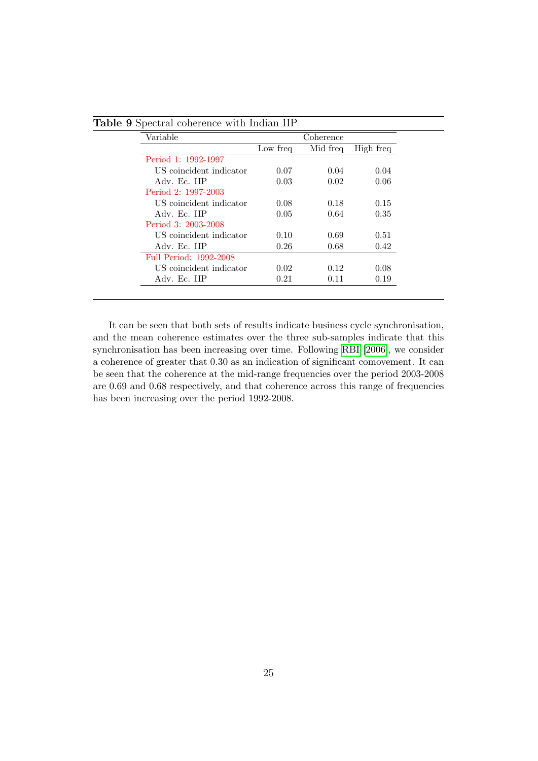**Table 9** Spectral coherence with Indian IIP

| Variable | Coherence | | |
|---|---|---|---|
| | Low freq | Mid freq | High freq |
| Period 1: 1992-1997 | | | |
| US coincident indicator | 0.07 | 0.04 | 0.04 |
| Adv. Ec. IIP | 0.03 | 0.02 | 0.06 |
| Period 2: 1997-2003 | | | |
| US coincident indicator | 0.08 | 0.18 | 0.15 |
| Adv. Ec. IIP | 0.05 | 0.64 | 0.35 |
| Period 3: 2003-2008 | | | |
| US coincident indicator | 0.10 | 0.69 | 0.51 |
| Adv. Ec. IIP | 0.26 | 0.68 | 0.42 |
| Full Period: 1992-2008 | | | |
| US coincident indicator | 0.02 | 0.12 | 0.08 |
| Adv. Ec. IIP | 0.21 | 0.11 | 0.19 |

It can be seen that both sets of results indicate business cycle synchronisation, and the mean coherence estimates over the three sub-samples indicate that this synchronisation has been increasing over time. Following RBI [2006], we consider a coherence of greater that 0.30 as an indication of significant comovement. It can be seen that the coherence at the mid-range frequencies over the period 2003-2008 are 0.69 and 0.68 respectively, and that coherence across this range of frequencies has been increasing over the period 1992-2008.